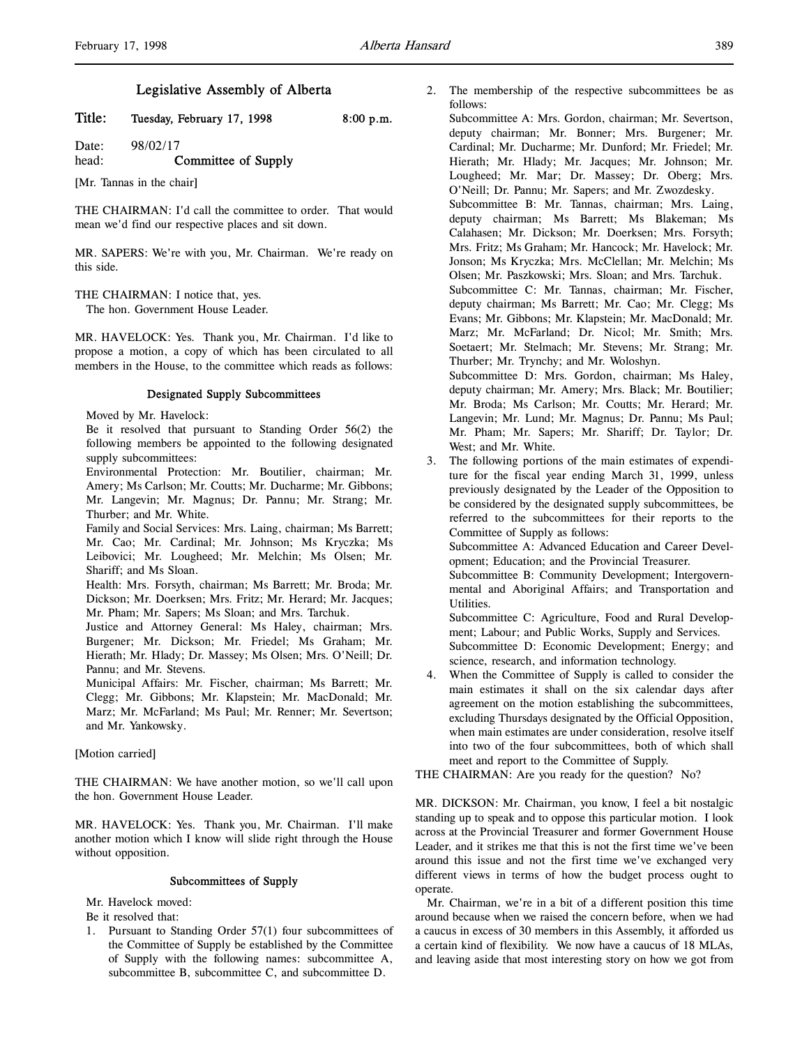# Legislative Assembly of Alberta

**Title: Tuesday, February 17, 1998 8:00 p.m.**

Date: 98/02/17

head: **Committee of Supply**

[Mr. Tannas in the chair]

THE CHAIRMAN: I'd call the committee to order. That would mean we'd find our respective places and sit down.

MR. SAPERS: We're with you, Mr. Chairman. We're ready on this side.

THE CHAIRMAN: I notice that, yes.

The hon. Government House Leader.

MR. HAVELOCK: Yes. Thank you, Mr. Chairman. I'd like to propose a motion, a copy of which has been circulated to all members in the House, to the committee which reads as follows:

### Designated Supply Subcommittees

Moved by Mr. Havelock:

Be it resolved that pursuant to Standing Order 56(2) the following members be appointed to the following designated supply subcommittees:

Environmental Protection: Mr. Boutilier, chairman; Mr. Amery; Ms Carlson; Mr. Coutts; Mr. Ducharme; Mr. Gibbons; Mr. Langevin; Mr. Magnus; Dr. Pannu; Mr. Strang; Mr. Thurber; and Mr. White.

Family and Social Services: Mrs. Laing, chairman; Ms Barrett; Mr. Cao; Mr. Cardinal; Mr. Johnson; Ms Kryczka; Ms Leibovici; Mr. Lougheed; Mr. Melchin; Ms Olsen; Mr. Shariff; and Ms Sloan.

Health: Mrs. Forsyth, chairman; Ms Barrett; Mr. Broda; Mr. Dickson; Mr. Doerksen; Mrs. Fritz; Mr. Herard; Mr. Jacques; Mr. Pham; Mr. Sapers; Ms Sloan; and Mrs. Tarchuk.

Justice and Attorney General: Ms Haley, chairman; Mrs. Burgener; Mr. Dickson; Mr. Friedel; Ms Graham; Mr. Hierath; Mr. Hlady; Dr. Massey; Ms Olsen; Mrs. O'Neill; Dr. Pannu; and Mr. Stevens.

Municipal Affairs: Mr. Fischer, chairman; Ms Barrett; Mr. Clegg; Mr. Gibbons; Mr. Klapstein; Mr. MacDonald; Mr. Marz; Mr. McFarland; Ms Paul; Mr. Renner; Mr. Severtson; and Mr. Yankowsky.

[Motion carried]

THE CHAIRMAN: We have another motion, so we'll call upon the hon. Government House Leader.

MR. HAVELOCK: Yes. Thank you, Mr. Chairman. I'll make another motion which I know will slide right through the House without opposition.

### Subcommittees of Supply

Mr. Havelock moved:

Be it resolved that:

1. Pursuant to Standing Order 57(1) four subcommittees of the Committee of Supply be established by the Committee of Supply with the following names: subcommittee A, subcommittee B, subcommittee C, and subcommittee D.
2. The membership of the respective subcommittees be as follows:

   Subcommittee A: Mrs. Gordon, chairman; Mr. Severtson, deputy chairman; Mr. Bonner; Mrs. Burgener; Mr. Cardinal; Mr. Ducharme; Mr. Dunford; Mr. Friedel; Mr. Hierath; Mr. Hlady; Mr. Jacques; Mr. Johnson; Mr. Lougheed; Mr. Mar; Dr. Massey; Dr. Oberg; Mrs. O'Neill; Dr. Pannu; Mr. Sapers; and Mr. Zwozdesky.

   Subcommittee B: Mr. Tannas, chairman; Mrs. Laing, deputy chairman; Ms Barrett; Ms Blakeman; Ms Calahasen; Mr. Dickson; Mr. Doerksen; Mrs. Forsyth; Mrs. Fritz; Ms Graham; Mr. Hancock; Mr. Havelock; Mr. Jonson; Ms Kryczka; Mrs. McClellan; Mr. Melchin; Ms Olsen; Mr. Paszkowski; Mrs. Sloan; and Mrs. Tarchuk.

   Subcommittee C: Mr. Tannas, chairman; Mr. Fischer, deputy chairman; Ms Barrett; Mr. Cao; Mr. Clegg; Ms Evans; Mr. Gibbons; Mr. Klapstein; Mr. MacDonald; Mr. Marz; Mr. McFarland; Dr. Nicol; Mr. Smith; Mrs. Soetaert; Mr. Stelmach; Mr. Stevens; Mr. Strang; Mr. Thurber; Mr. Trynchy; and Mr. Woloshyn.

   Subcommittee D: Mrs. Gordon, chairman; Ms Haley, deputy chairman; Mr. Amery; Mrs. Black; Mr. Boutilier; Mr. Broda; Ms Carlson; Mr. Coutts; Mr. Herard; Mr. Langevin; Mr. Lund; Mr. Magnus; Dr. Pannu; Ms Paul; Mr. Pham; Mr. Sapers; Mr. Shariff; Dr. Taylor; Dr. West; and Mr. White.
3. The following portions of the main estimates of expenditure for the fiscal year ending March 31, 1999, unless previously designated by the Leader of the Opposition to be considered by the designated supply subcommittees, be referred to the subcommittees for their reports to the Committee of Supply as follows:

   Subcommittee A: Advanced Education and Career Development; Education; and the Provincial Treasurer.

   Subcommittee B: Community Development; Intergovernmental and Aboriginal Affairs; and Transportation and Utilities.

   Subcommittee C: Agriculture, Food and Rural Development; Labour; and Public Works, Supply and Services.

   Subcommittee D: Economic Development; Energy; and science, research, and information technology.
4. When the Committee of Supply is called to consider the main estimates it shall on the six calendar days after agreement on the motion establishing the subcommittees, excluding Thursdays designated by the Official Opposition, when main estimates are under consideration, resolve itself into two of the four subcommittees, both of which shall meet and report to the Committee of Supply.

THE CHAIRMAN: Are you ready for the question? No?

MR. DICKSON: Mr. Chairman, you know, I feel a bit nostalgic standing up to speak and to oppose this particular motion. I look across at the Provincial Treasurer and former Government House Leader, and it strikes me that this is not the first time we've been around this issue and not the first time we've exchanged very different views in terms of how the budget process ought to operate.

Mr. Chairman, we're in a bit of a different position this time around because when we raised the concern before, when we had a caucus in excess of 30 members in this Assembly, it afforded us a certain kind of flexibility. We now have a caucus of 18 MLAs, and leaving aside that most interesting story on how we got from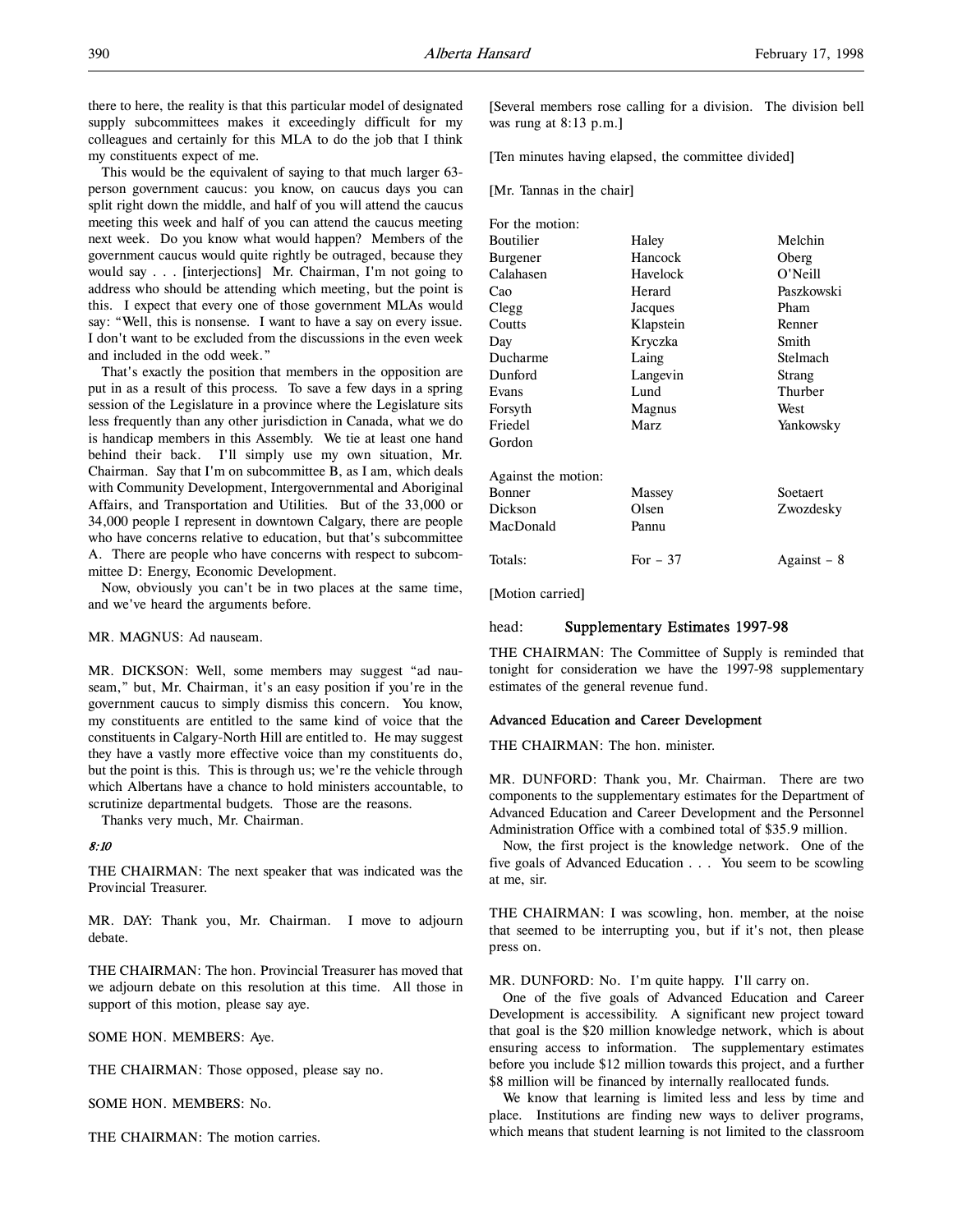there to here, the reality is that this particular model of designated supply subcommittees makes it exceedingly difficult for my colleagues and certainly for this MLA to do the job that I think my constituents expect of me.

This would be the equivalent of saying to that much larger 63-person government caucus: you know, on caucus days you can split right down the middle, and half of you will attend the caucus meeting this week and half of you can attend the caucus meeting next week. Do you know what would happen? Members of the government caucus would quite rightly be outraged, because they would say . . . [interjections] Mr. Chairman, I'm not going to address who should be attending which meeting, but the point is this. I expect that every one of those government MLAs would say: "Well, this is nonsense. I want to have a say on every issue. I don't want to be excluded from the discussions in the even week and included in the odd week."

That's exactly the position that members in the opposition are put in as a result of this process. To save a few days in a spring session of the Legislature in a province where the Legislature sits less frequently than any other jurisdiction in Canada, what we do is handicap members in this Assembly. We tie at least one hand behind their back. I'll simply use my own situation, Mr. Chairman. Say that I'm on subcommittee B, as I am, which deals with Community Development, Intergovernmental and Aboriginal Affairs, and Transportation and Utilities. But of the 33,000 or 34,000 people I represent in downtown Calgary, there are people who have concerns relative to education, but that's subcommittee A. There are people who have concerns with respect to subcommittee D: Energy, Economic Development.

Now, obviously you can't be in two places at the same time, and we've heard the arguments before.

MR. MAGNUS: Ad nauseam.

MR. DICKSON: Well, some members may suggest "ad nauseam," but, Mr. Chairman, it's an easy position if you're in the government caucus to simply dismiss this concern. You know, my constituents are entitled to the same kind of voice that the constituents in Calgary-North Hill are entitled to. He may suggest they have a vastly more effective voice than my constituents do, but the point is this. This is through us; we're the vehicle through which Albertans have a chance to hold ministers accountable, to scrutinize departmental budgets. Those are the reasons.

Thanks very much, Mr. Chairman.

*8:10*

THE CHAIRMAN: The next speaker that was indicated was the Provincial Treasurer.

MR. DAY: Thank you, Mr. Chairman. I move to adjourn debate.

THE CHAIRMAN: The hon. Provincial Treasurer has moved that we adjourn debate on this resolution at this time. All those in support of this motion, please say aye.

SOME HON. MEMBERS: Aye.

THE CHAIRMAN: Those opposed, please say no.

SOME HON. MEMBERS: No.

THE CHAIRMAN: The motion carries.

[Several members rose calling for a division. The division bell was rung at 8:13 p.m.]

[Ten minutes having elapsed, the committee divided]

[Mr. Tannas in the chair]

| For the motion: | | |
|---|---|---|
| Boutilier | Haley | Melchin |
| Burgener | Hancock | Oberg |
| Calahasen | Havelock | O'Neill |
| Cao | Herard | Paszkowski |
| Clegg | Jacques | Pham |
| Coutts | Klapstein | Renner |
| Day | Kryczka | Smith |
| Ducharme | Laing | Stelmach |
| Dunford | Langevin | Strang |
| Evans | Lund | Thurber |
| Forsyth | Magnus | West |
| Friedel | Marz | Yankowsky |
| Gordon | | |
| **Against the motion:** | | |
| Bonner | Massey | Soetaert |
| Dickson | Olsen | Zwozdesky |
| MacDonald | Pannu | |
| Totals: | For – 37 | Against – 8 |

[Motion carried]

## head: Supplementary Estimates 1997-98

THE CHAIRMAN: The Committee of Supply is reminded that tonight for consideration we have the 1997-98 supplementary estimates of the general revenue fund.

### Advanced Education and Career Development

THE CHAIRMAN: The hon. minister.

MR. DUNFORD: Thank you, Mr. Chairman. There are two components to the supplementary estimates for the Department of Advanced Education and Career Development and the Personnel Administration Office with a combined total of $35.9 million.

Now, the first project is the knowledge network. One of the five goals of Advanced Education . . . You seem to be scowling at me, sir.

THE CHAIRMAN: I was scowling, hon. member, at the noise that seemed to be interrupting you, but if it's not, then please press on.

MR. DUNFORD: No. I'm quite happy. I'll carry on.

One of the five goals of Advanced Education and Career Development is accessibility. A significant new project toward that goal is the $20 million knowledge network, which is about ensuring access to information. The supplementary estimates before you include $12 million towards this project, and a further $8 million will be financed by internally reallocated funds.

We know that learning is limited less and less by time and place. Institutions are finding new ways to deliver programs, which means that student learning is not limited to the classroom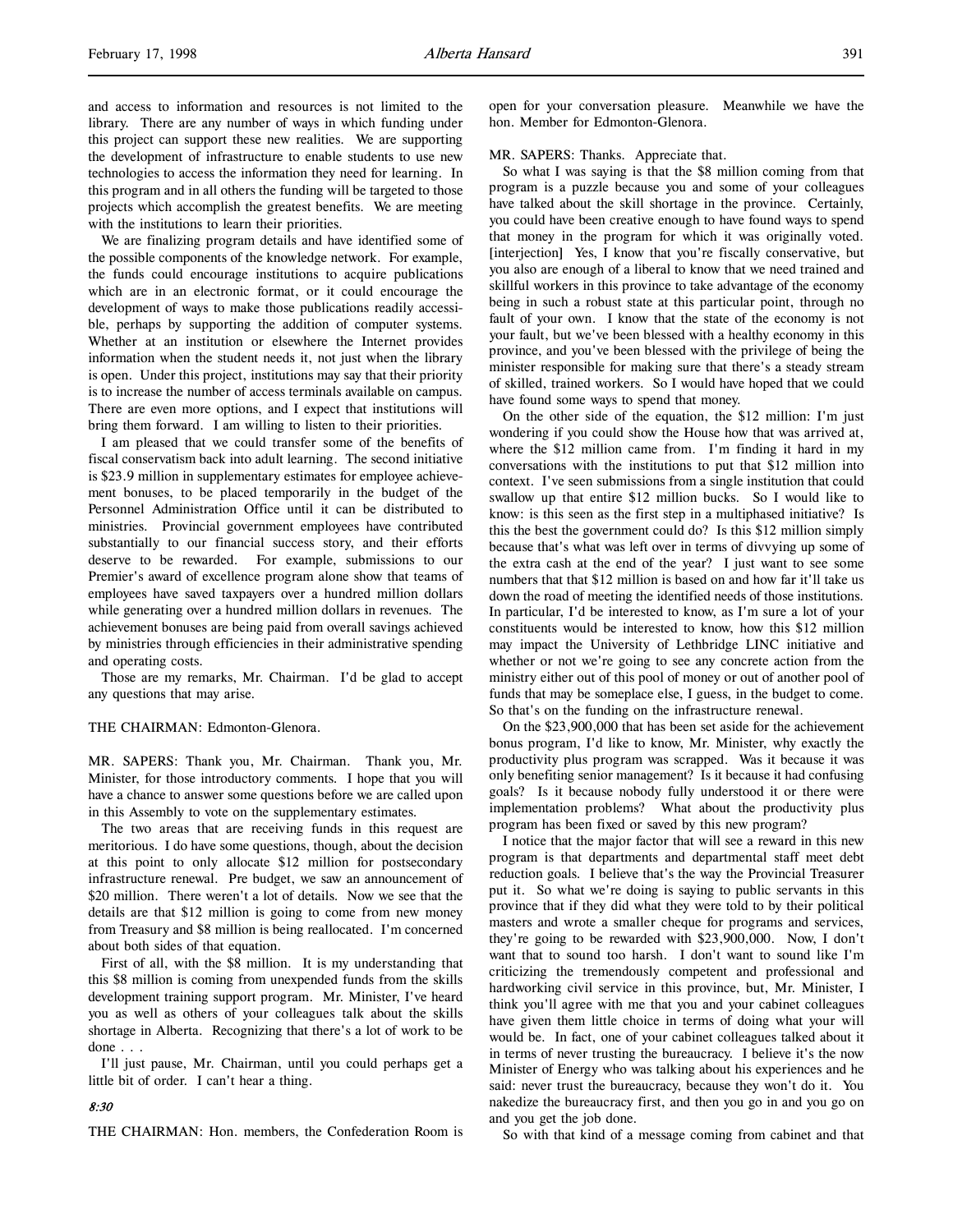and access to information and resources is not limited to the library. There are any number of ways in which funding under this project can support these new realities. We are supporting the development of infrastructure to enable students to use new technologies to access the information they need for learning. In this program and in all others the funding will be targeted to those projects which accomplish the greatest benefits. We are meeting with the institutions to learn their priorities.

We are finalizing program details and have identified some of the possible components of the knowledge network. For example, the funds could encourage institutions to acquire publications which are in an electronic format, or it could encourage the development of ways to make those publications readily accessible, perhaps by supporting the addition of computer systems. Whether at an institution or elsewhere the Internet provides information when the student needs it, not just when the library is open. Under this project, institutions may say that their priority is to increase the number of access terminals available on campus. There are even more options, and I expect that institutions will bring them forward. I am willing to listen to their priorities.

I am pleased that we could transfer some of the benefits of fiscal conservatism back into adult learning. The second initiative is $23.9 million in supplementary estimates for employee achievement bonuses, to be placed temporarily in the budget of the Personnel Administration Office until it can be distributed to ministries. Provincial government employees have contributed substantially to our financial success story, and their efforts deserve to be rewarded. For example, submissions to our Premier's award of excellence program alone show that teams of employees have saved taxpayers over a hundred million dollars while generating over a hundred million dollars in revenues. The achievement bonuses are being paid from overall savings achieved by ministries through efficiencies in their administrative spending and operating costs.

Those are my remarks, Mr. Chairman. I'd be glad to accept any questions that may arise.

THE CHAIRMAN: Edmonton-Glenora.

MR. SAPERS: Thank you, Mr. Chairman. Thank you, Mr. Minister, for those introductory comments. I hope that you will have a chance to answer some questions before we are called upon in this Assembly to vote on the supplementary estimates.

The two areas that are receiving funds in this request are meritorious. I do have some questions, though, about the decision at this point to only allocate $12 million for postsecondary infrastructure renewal. Pre budget, we saw an announcement of $20 million. There weren't a lot of details. Now we see that the details are that $12 million is going to come from new money from Treasury and $8 million is being reallocated. I'm concerned about both sides of that equation.

First of all, with the $8 million. It is my understanding that this $8 million is coming from unexpended funds from the skills development training support program. Mr. Minister, I've heard you as well as others of your colleagues talk about the skills shortage in Alberta. Recognizing that there's a lot of work to be done . . .

I'll just pause, Mr. Chairman, until you could perhaps get a little bit of order. I can't hear a thing.

*8:30*

THE CHAIRMAN: Hon. members, the Confederation Room is open for your conversation pleasure. Meanwhile we have the hon. Member for Edmonton-Glenora.

MR. SAPERS: Thanks. Appreciate that.

So what I was saying is that the $8 million coming from that program is a puzzle because you and some of your colleagues have talked about the skill shortage in the province. Certainly, you could have been creative enough to have found ways to spend that money in the program for which it was originally voted. [interjection] Yes, I know that you're fiscally conservative, but you also are enough of a liberal to know that we need trained and skillful workers in this province to take advantage of the economy being in such a robust state at this particular point, through no fault of your own. I know that the state of the economy is not your fault, but we've been blessed with a healthy economy in this province, and you've been blessed with the privilege of being the minister responsible for making sure that there's a steady stream of skilled, trained workers. So I would have hoped that we could have found some ways to spend that money.

On the other side of the equation, the $12 million: I'm just wondering if you could show the House how that was arrived at, where the $12 million came from. I'm finding it hard in my conversations with the institutions to put that $12 million into context. I've seen submissions from a single institution that could swallow up that entire $12 million bucks. So I would like to know: is this seen as the first step in a multiphased initiative? Is this the best the government could do? Is this $12 million simply because that's what was left over in terms of divvying up some of the extra cash at the end of the year? I just want to see some numbers that that $12 million is based on and how far it'll take us down the road of meeting the identified needs of those institutions. In particular, I'd be interested to know, as I'm sure a lot of your constituents would be interested to know, how this $12 million may impact the University of Lethbridge LINC initiative and whether or not we're going to see any concrete action from the ministry either out of this pool of money or out of another pool of funds that may be someplace else, I guess, in the budget to come. So that's on the funding on the infrastructure renewal.

On the $23,900,000 that has been set aside for the achievement bonus program, I'd like to know, Mr. Minister, why exactly the productivity plus program was scrapped. Was it because it was only benefiting senior management? Is it because it had confusing goals? Is it because nobody fully understood it or there were implementation problems? What about the productivity plus program has been fixed or saved by this new program?

I notice that the major factor that will see a reward in this new program is that departments and departmental staff meet debt reduction goals. I believe that's the way the Provincial Treasurer put it. So what we're doing is saying to public servants in this province that if they did what they were told to by their political masters and wrote a smaller cheque for programs and services, they're going to be rewarded with $23,900,000. Now, I don't want that to sound too harsh. I don't want to sound like I'm criticizing the tremendously competent and professional and hardworking civil service in this province, but, Mr. Minister, I think you'll agree with me that you and your cabinet colleagues have given them little choice in terms of doing what your will would be. In fact, one of your cabinet colleagues talked about it in terms of never trusting the bureaucracy. I believe it's the now Minister of Energy who was talking about his experiences and he said: never trust the bureaucracy, because they won't do it. You nakedize the bureaucracy first, and then you go in and you go on and you get the job done.

So with that kind of a message coming from cabinet and that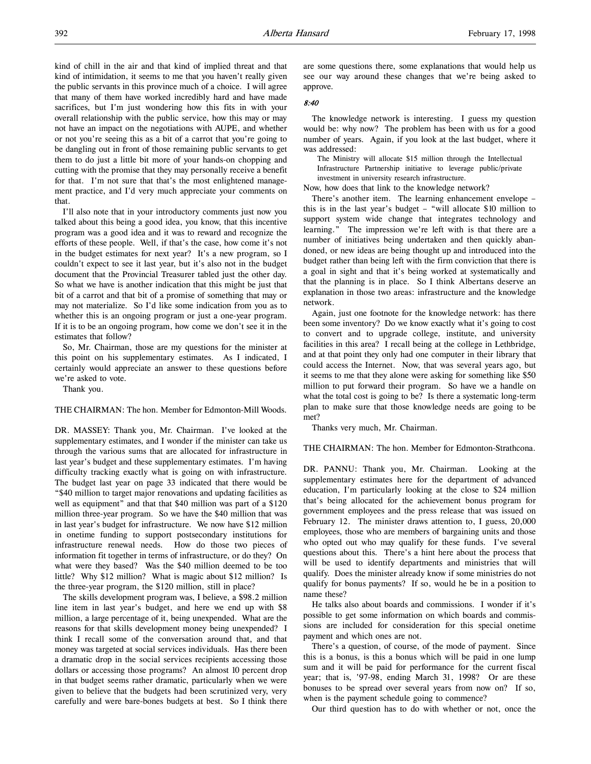kind of chill in the air and that kind of implied threat and that kind of intimidation, it seems to me that you haven't really given the public servants in this province much of a choice. I will agree that many of them have worked incredibly hard and have made sacrifices, but I'm just wondering how this fits in with your overall relationship with the public service, how this may or may not have an impact on the negotiations with AUPE, and whether or not you're seeing this as a bit of a carrot that you're going to be dangling out in front of those remaining public servants to get them to do just a little bit more of your hands-on chopping and cutting with the promise that they may personally receive a benefit for that. I'm not sure that that's the most enlightened management practice, and I'd very much appreciate your comments on that.

I'll also note that in your introductory comments just now you talked about this being a good idea, you know, that this incentive program was a good idea and it was to reward and recognize the efforts of these people. Well, if that's the case, how come it's not in the budget estimates for next year? It's a new program, so I couldn't expect to see it last year, but it's also not in the budget document that the Provincial Treasurer tabled just the other day. So what we have is another indication that this might be just that bit of a carrot and that bit of a promise of something that may or may not materialize. So I'd like some indication from you as to whether this is an ongoing program or just a one-year program. If it is to be an ongoing program, how come we don't see it in the estimates that follow?

So, Mr. Chairman, those are my questions for the minister at this point on his supplementary estimates. As I indicated, I certainly would appreciate an answer to these questions before we're asked to vote.

Thank you.

THE CHAIRMAN: The hon. Member for Edmonton-Mill Woods.

DR. MASSEY: Thank you, Mr. Chairman. I've looked at the supplementary estimates, and I wonder if the minister can take us through the various sums that are allocated for infrastructure in last year's budget and these supplementary estimates. I'm having difficulty tracking exactly what is going on with infrastructure. The budget last year on page 33 indicated that there would be "$40 million to target major renovations and updating facilities as well as equipment" and that that $40 million was part of a $120 million three-year program. So we have the $40 million that was in last year's budget for infrastructure. We now have $12 million in onetime funding to support postsecondary institutions for infrastructure renewal needs. How do those two pieces of information fit together in terms of infrastructure, or do they? On what were they based? Was the $40 million deemed to be too little? Why $12 million? What is magic about $12 million? Is the three-year program, the $120 million, still in place?

The skills development program was, I believe, a $98.2 million line item in last year's budget, and here we end up with $8 million, a large percentage of it, being unexpended. What are the reasons for that skills development money being unexpended? I think I recall some of the conversation around that, and that money was targeted at social services individuals. Has there been a dramatic drop in the social services recipients accessing those dollars or accessing those programs? An almost 10 percent drop in that budget seems rather dramatic, particularly when we were given to believe that the budgets had been scrutinized very, very carefully and were bare-bones budgets at best. So I think there are some questions there, some explanations that would help us see our way around these changes that we're being asked to approve.

*8:40*

The knowledge network is interesting. I guess my question would be: why now? The problem has been with us for a good number of years. Again, if you look at the last budget, where it was addressed:

> The Ministry will allocate $15 million through the Intellectual Infrastructure Partnership initiative to leverage public/private investment in university research infrastructure.

Now, how does that link to the knowledge network?

There's another item. The learning enhancement envelope – this is in the last year's budget – "will allocate $10 million to support system wide change that integrates technology and learning." The impression we're left with is that there are a number of initiatives being undertaken and then quickly abandoned, or new ideas are being thought up and introduced into the budget rather than being left with the firm conviction that there is a goal in sight and that it's being worked at systematically and that the planning is in place. So I think Albertans deserve an explanation in those two areas: infrastructure and the knowledge network.

Again, just one footnote for the knowledge network: has there been some inventory? Do we know exactly what it's going to cost to convert and to upgrade college, institute, and university facilities in this area? I recall being at the college in Lethbridge, and at that point they only had one computer in their library that could access the Internet. Now, that was several years ago, but it seems to me that they alone were asking for something like $50 million to put forward their program. So have we a handle on what the total cost is going to be? Is there a systematic long-term plan to make sure that those knowledge needs are going to be met?

Thanks very much, Mr. Chairman.

THE CHAIRMAN: The hon. Member for Edmonton-Strathcona.

DR. PANNU: Thank you, Mr. Chairman. Looking at the supplementary estimates here for the department of advanced education, I'm particularly looking at the close to $24 million that's being allocated for the achievement bonus program for government employees and the press release that was issued on February 12. The minister draws attention to, I guess, 20,000 employees, those who are members of bargaining units and those who opted out who may qualify for these funds. I've several questions about this. There's a hint here about the process that will be used to identify departments and ministries that will qualify. Does the minister already know if some ministries do not qualify for bonus payments? If so, would he be in a position to name these?

He talks also about boards and commissions. I wonder if it's possible to get some information on which boards and commissions are included for consideration for this special onetime payment and which ones are not.

There's a question, of course, of the mode of payment. Since this is a bonus, is this a bonus which will be paid in one lump sum and it will be paid for performance for the current fiscal year; that is, '97-98, ending March 31, 1998? Or are these bonuses to be spread over several years from now on? If so, when is the payment schedule going to commence?

Our third question has to do with whether or not, once the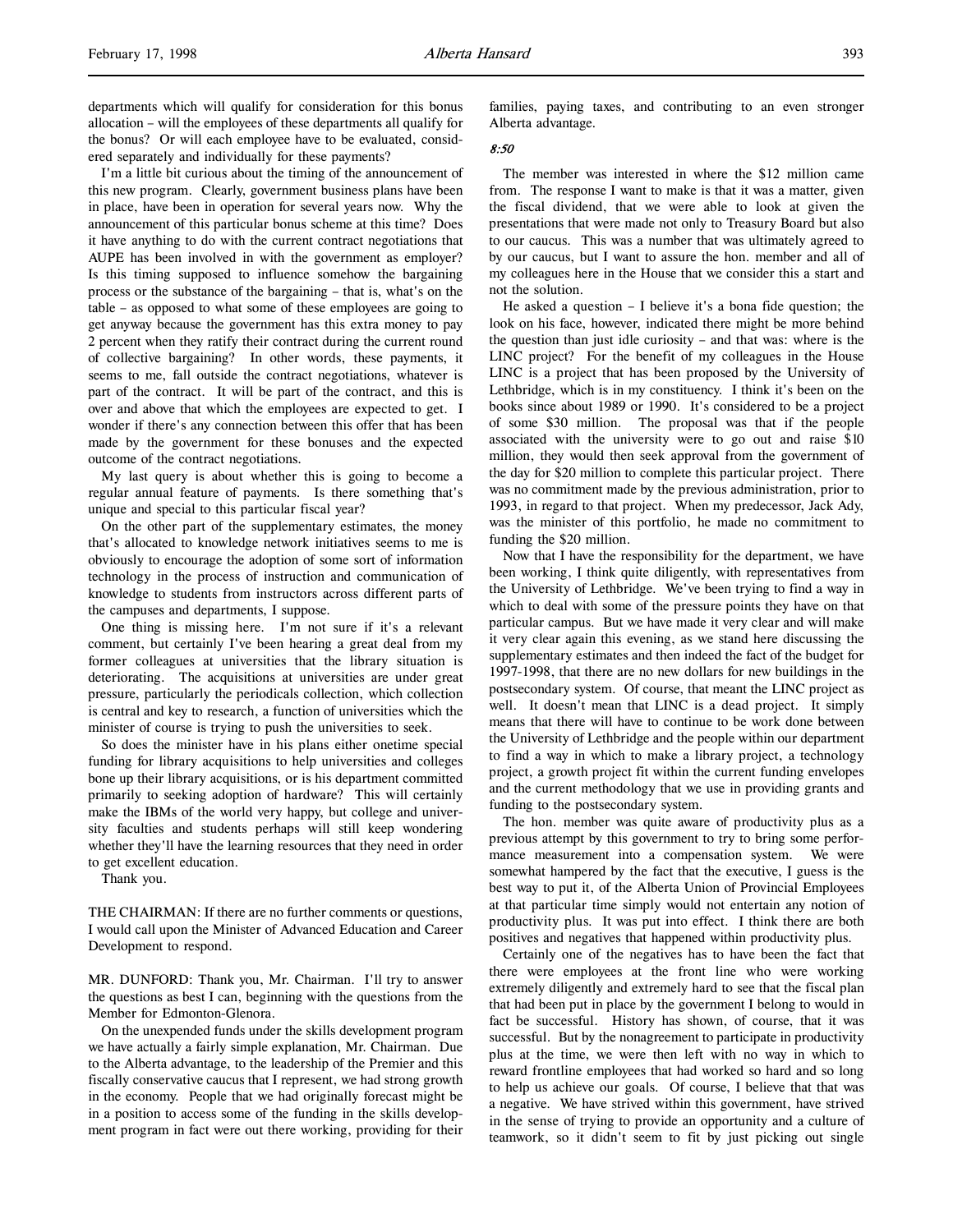departments which will qualify for consideration for this bonus allocation – will the employees of these departments all qualify for the bonus? Or will each employee have to be evaluated, considered separately and individually for these payments?

I'm a little bit curious about the timing of the announcement of this new program. Clearly, government business plans have been in place, have been in operation for several years now. Why the announcement of this particular bonus scheme at this time? Does it have anything to do with the current contract negotiations that AUPE has been involved in with the government as employer? Is this timing supposed to influence somehow the bargaining process or the substance of the bargaining – that is, what's on the table – as opposed to what some of these employees are going to get anyway because the government has this extra money to pay 2 percent when they ratify their contract during the current round of collective bargaining? In other words, these payments, it seems to me, fall outside the contract negotiations, whatever is part of the contract. It will be part of the contract, and this is over and above that which the employees are expected to get. I wonder if there's any connection between this offer that has been made by the government for these bonuses and the expected outcome of the contract negotiations.

My last query is about whether this is going to become a regular annual feature of payments. Is there something that's unique and special to this particular fiscal year?

On the other part of the supplementary estimates, the money that's allocated to knowledge network initiatives seems to me is obviously to encourage the adoption of some sort of information technology in the process of instruction and communication of knowledge to students from instructors across different parts of the campuses and departments, I suppose.

One thing is missing here. I'm not sure if it's a relevant comment, but certainly I've been hearing a great deal from my former colleagues at universities that the library situation is deteriorating. The acquisitions at universities are under great pressure, particularly the periodicals collection, which collection is central and key to research, a function of universities which the minister of course is trying to push the universities to seek.

So does the minister have in his plans either onetime special funding for library acquisitions to help universities and colleges bone up their library acquisitions, or is his department committed primarily to seeking adoption of hardware? This will certainly make the IBMs of the world very happy, but college and university faculties and students perhaps will still keep wondering whether they'll have the learning resources that they need in order to get excellent education.

Thank you.

THE CHAIRMAN: If there are no further comments or questions, I would call upon the Minister of Advanced Education and Career Development to respond.

MR. DUNFORD: Thank you, Mr. Chairman. I'll try to answer the questions as best I can, beginning with the questions from the Member for Edmonton-Glenora.

On the unexpended funds under the skills development program we have actually a fairly simple explanation, Mr. Chairman. Due to the Alberta advantage, to the leadership of the Premier and this fiscally conservative caucus that I represent, we had strong growth in the economy. People that we had originally forecast might be in a position to access some of the funding in the skills development program in fact were out there working, providing for their families, paying taxes, and contributing to an even stronger Alberta advantage.

*8:50*

The member was interested in where the $12 million came from. The response I want to make is that it was a matter, given the fiscal dividend, that we were able to look at given the presentations that were made not only to Treasury Board but also to our caucus. This was a number that was ultimately agreed to by our caucus, but I want to assure the hon. member and all of my colleagues here in the House that we consider this a start and not the solution.

He asked a question – I believe it's a bona fide question; the look on his face, however, indicated there might be more behind the question than just idle curiosity – and that was: where is the LINC project? For the benefit of my colleagues in the House LINC is a project that has been proposed by the University of Lethbridge, which is in my constituency. I think it's been on the books since about 1989 or 1990. It's considered to be a project of some $30 million. The proposal was that if the people associated with the university were to go out and raise $10 million, they would then seek approval from the government of the day for $20 million to complete this particular project. There was no commitment made by the previous administration, prior to 1993, in regard to that project. When my predecessor, Jack Ady, was the minister of this portfolio, he made no commitment to funding the $20 million.

Now that I have the responsibility for the department, we have been working, I think quite diligently, with representatives from the University of Lethbridge. We've been trying to find a way in which to deal with some of the pressure points they have on that particular campus. But we have made it very clear and will make it very clear again this evening, as we stand here discussing the supplementary estimates and then indeed the fact of the budget for 1997-1998, that there are no new dollars for new buildings in the postsecondary system. Of course, that meant the LINC project as well. It doesn't mean that LINC is a dead project. It simply means that there will have to continue to be work done between the University of Lethbridge and the people within our department to find a way in which to make a library project, a technology project, a growth project fit within the current funding envelopes and the current methodology that we use in providing grants and funding to the postsecondary system.

The hon. member was quite aware of productivity plus as a previous attempt by this government to try to bring some performance measurement into a compensation system. We were somewhat hampered by the fact that the executive, I guess is the best way to put it, of the Alberta Union of Provincial Employees at that particular time simply would not entertain any notion of productivity plus. It was put into effect. I think there are both positives and negatives that happened within productivity plus.

Certainly one of the negatives has to have been the fact that there were employees at the front line who were working extremely diligently and extremely hard to see that the fiscal plan that had been put in place by the government I belong to would in fact be successful. History has shown, of course, that it was successful. But by the nonagreement to participate in productivity plus at the time, we were then left with no way in which to reward frontline employees that had worked so hard and so long to help us achieve our goals. Of course, I believe that that was a negative. We have strived within this government, have strived in the sense of trying to provide an opportunity and a culture of teamwork, so it didn't seem to fit by just picking out single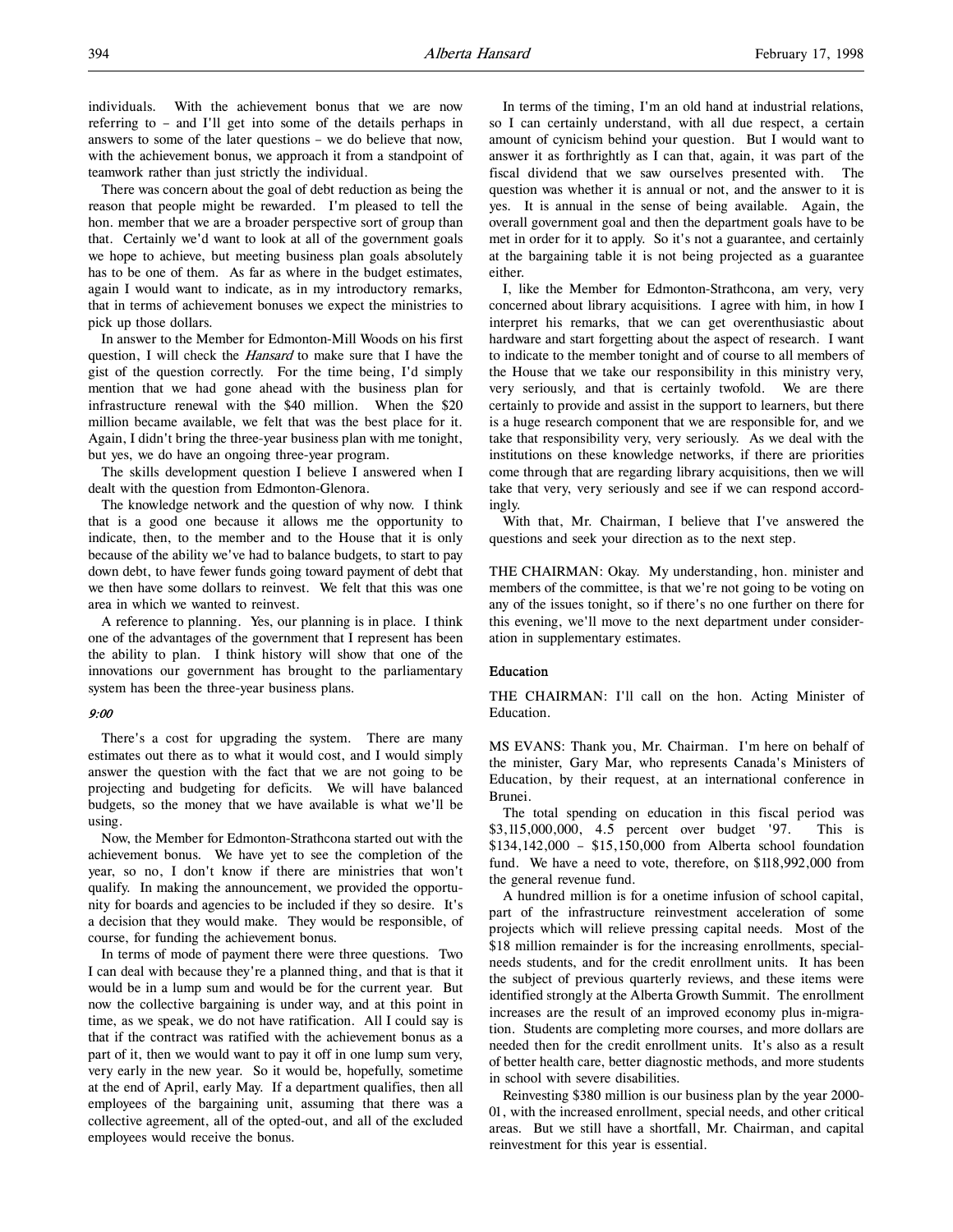individuals. With the achievement bonus that we are now referring to – and I'll get into some of the details perhaps in answers to some of the later questions – we do believe that now, with the achievement bonus, we approach it from a standpoint of teamwork rather than just strictly the individual.

There was concern about the goal of debt reduction as being the reason that people might be rewarded. I'm pleased to tell the hon. member that we are a broader perspective sort of group than that. Certainly we'd want to look at all of the government goals we hope to achieve, but meeting business plan goals absolutely has to be one of them. As far as where in the budget estimates, again I would want to indicate, as in my introductory remarks, that in terms of achievement bonuses we expect the ministries to pick up those dollars.

In answer to the Member for Edmonton-Mill Woods on his first question, I will check the *Hansard* to make sure that I have the gist of the question correctly. For the time being, I'd simply mention that we had gone ahead with the business plan for infrastructure renewal with the $40 million. When the $20 million became available, we felt that was the best place for it. Again, I didn't bring the three-year business plan with me tonight, but yes, we do have an ongoing three-year program.

The skills development question I believe I answered when I dealt with the question from Edmonton-Glenora.

The knowledge network and the question of why now. I think that is a good one because it allows me the opportunity to indicate, then, to the member and to the House that it is only because of the ability we've had to balance budgets, to start to pay down debt, to have fewer funds going toward payment of debt that we then have some dollars to reinvest. We felt that this was one area in which we wanted to reinvest.

A reference to planning. Yes, our planning is in place. I think one of the advantages of the government that I represent has been the ability to plan. I think history will show that one of the innovations our government has brought to the parliamentary system has been the three-year business plans.

*9:00*

There's a cost for upgrading the system. There are many estimates out there as to what it would cost, and I would simply answer the question with the fact that we are not going to be projecting and budgeting for deficits. We will have balanced budgets, so the money that we have available is what we'll be using.

Now, the Member for Edmonton-Strathcona started out with the achievement bonus. We have yet to see the completion of the year, so no, I don't know if there are ministries that won't qualify. In making the announcement, we provided the opportunity for boards and agencies to be included if they so desire. It's a decision that they would make. They would be responsible, of course, for funding the achievement bonus.

In terms of mode of payment there were three questions. Two I can deal with because they're a planned thing, and that is that it would be in a lump sum and would be for the current year. But now the collective bargaining is under way, and at this point in time, as we speak, we do not have ratification. All I could say is that if the contract was ratified with the achievement bonus as a part of it, then we would want to pay it off in one lump sum very, very early in the new year. So it would be, hopefully, sometime at the end of April, early May. If a department qualifies, then all employees of the bargaining unit, assuming that there was a collective agreement, all of the opted-out, and all of the excluded employees would receive the bonus.

In terms of the timing, I'm an old hand at industrial relations, so I can certainly understand, with all due respect, a certain amount of cynicism behind your question. But I would want to answer it as forthrightly as I can that, again, it was part of the fiscal dividend that we saw ourselves presented with. The question was whether it is annual or not, and the answer to it is yes. It is annual in the sense of being available. Again, the overall government goal and then the department goals have to be met in order for it to apply. So it's not a guarantee, and certainly at the bargaining table it is not being projected as a guarantee either.

I, like the Member for Edmonton-Strathcona, am very, very concerned about library acquisitions. I agree with him, in how I interpret his remarks, that we can get overenthusiastic about hardware and start forgetting about the aspect of research. I want to indicate to the member tonight and of course to all members of the House that we take our responsibility in this ministry very, very seriously, and that is certainly twofold. We are there certainly to provide and assist in the support to learners, but there is a huge research component that we are responsible for, and we take that responsibility very, very seriously. As we deal with the institutions on these knowledge networks, if there are priorities come through that are regarding library acquisitions, then we will take that very, very seriously and see if we can respond accordingly.

With that, Mr. Chairman, I believe that I've answered the questions and seek your direction as to the next step.

THE CHAIRMAN: Okay. My understanding, hon. minister and members of the committee, is that we're not going to be voting on any of the issues tonight, so if there's no one further on there for this evening, we'll move to the next department under consideration in supplementary estimates.

### Education

THE CHAIRMAN: I'll call on the hon. Acting Minister of Education.

MS EVANS: Thank you, Mr. Chairman. I'm here on behalf of the minister, Gary Mar, who represents Canada's Ministers of Education, by their request, at an international conference in Brunei.

The total spending on education in this fiscal period was $3,115,000,000, 4.5 percent over budget '97. This is $134,142,000 – $15,150,000 from Alberta school foundation fund. We have a need to vote, therefore, on $118,992,000 from the general revenue fund.

A hundred million is for a onetime infusion of school capital, part of the infrastructure reinvestment acceleration of some projects which will relieve pressing capital needs. Most of the $18 million remainder is for the increasing enrollments, special-needs students, and for the credit enrollment units. It has been the subject of previous quarterly reviews, and these items were identified strongly at the Alberta Growth Summit. The enrollment increases are the result of an improved economy plus in-migration. Students are completing more courses, and more dollars are needed then for the credit enrollment units. It's also as a result of better health care, better diagnostic methods, and more students in school with severe disabilities.

Reinvesting $380 million is our business plan by the year 2000-01, with the increased enrollment, special needs, and other critical areas. But we still have a shortfall, Mr. Chairman, and capital reinvestment for this year is essential.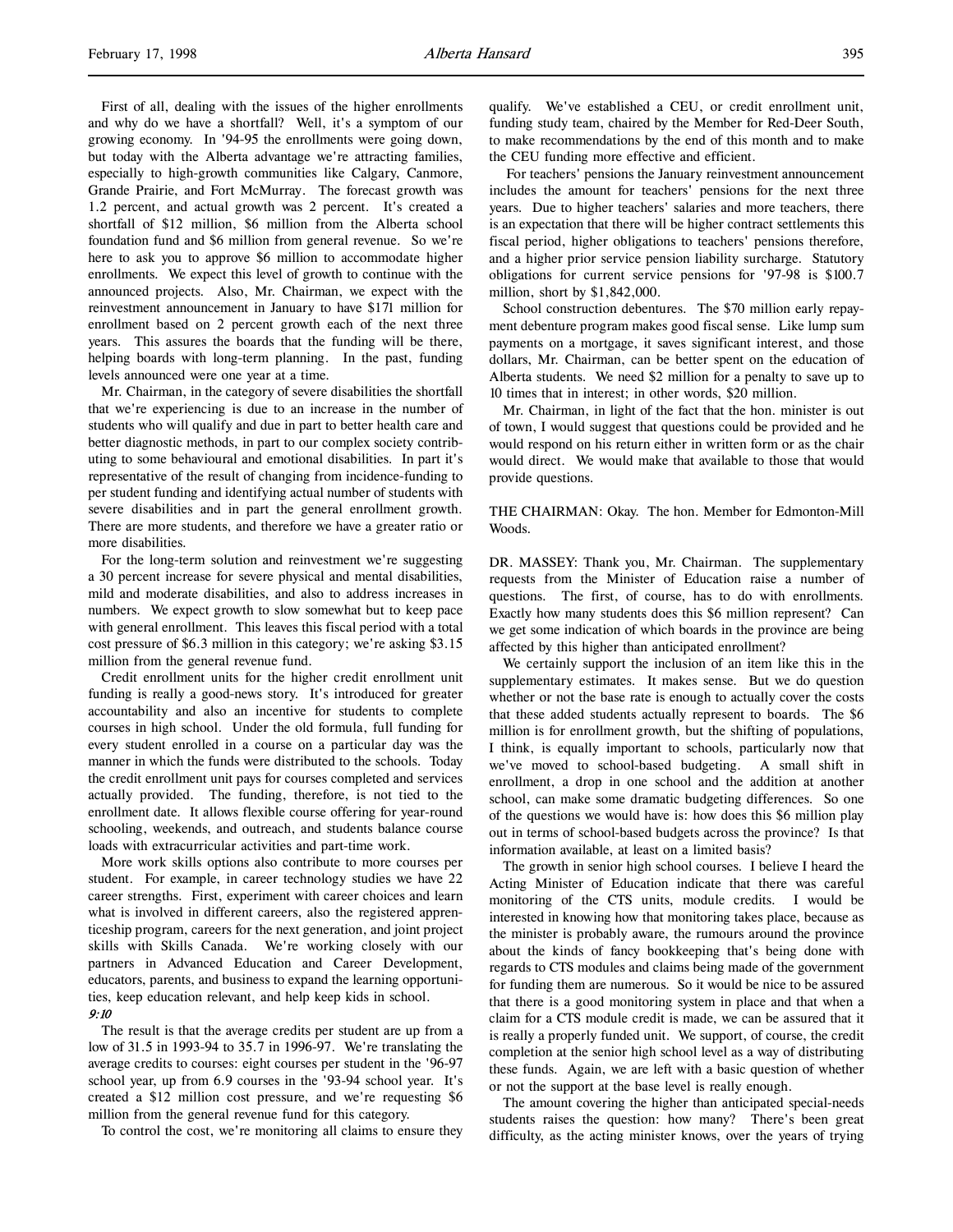First of all, dealing with the issues of the higher enrollments and why do we have a shortfall? Well, it's a symptom of our growing economy. In '94-95 the enrollments were going down, but today with the Alberta advantage we're attracting families, especially to high-growth communities like Calgary, Canmore, Grande Prairie, and Fort McMurray. The forecast growth was 1.2 percent, and actual growth was 2 percent. It's created a shortfall of $12 million, $6 million from the Alberta school foundation fund and $6 million from general revenue. So we're here to ask you to approve $6 million to accommodate higher enrollments. We expect this level of growth to continue with the announced projects. Also, Mr. Chairman, we expect with the reinvestment announcement in January to have $171 million for enrollment based on 2 percent growth each of the next three years. This assures the boards that the funding will be there, helping boards with long-term planning. In the past, funding levels announced were one year at a time.

Mr. Chairman, in the category of severe disabilities the shortfall that we're experiencing is due to an increase in the number of students who will qualify and due in part to better health care and better diagnostic methods, in part to our complex society contributing to some behavioural and emotional disabilities. In part it's representative of the result of changing from incidence-funding to per student funding and identifying actual number of students with severe disabilities and in part the general enrollment growth. There are more students, and therefore we have a greater ratio or more disabilities.

For the long-term solution and reinvestment we're suggesting a 30 percent increase for severe physical and mental disabilities, mild and moderate disabilities, and also to address increases in numbers. We expect growth to slow somewhat but to keep pace with general enrollment. This leaves this fiscal period with a total cost pressure of $6.3 million in this category; we're asking $3.15 million from the general revenue fund.

Credit enrollment units for the higher credit enrollment unit funding is really a good-news story. It's introduced for greater accountability and also an incentive for students to complete courses in high school. Under the old formula, full funding for every student enrolled in a course on a particular day was the manner in which the funds were distributed to the schools. Today the credit enrollment unit pays for courses completed and services actually provided. The funding, therefore, is not tied to the enrollment date. It allows flexible course offering for year-round schooling, weekends, and outreach, and students balance course loads with extracurricular activities and part-time work.

More work skills options also contribute to more courses per student. For example, in career technology studies we have 22 career strengths. First, experiment with career choices and learn what is involved in different careers, also the registered apprenticeship program, careers for the next generation, and joint project skills with Skills Canada. We're working closely with our partners in Advanced Education and Career Development, educators, parents, and business to expand the learning opportunities, keep education relevant, and help keep kids in school.

*9:10*

The result is that the average credits per student are up from a low of 31.5 in 1993-94 to 35.7 in 1996-97. We're translating the average credits to courses: eight courses per student in the '96-97 school year, up from 6.9 courses in the '93-94 school year. It's created a $12 million cost pressure, and we're requesting $6 million from the general revenue fund for this category.

To control the cost, we're monitoring all claims to ensure they qualify. We've established a CEU, or credit enrollment unit, funding study team, chaired by the Member for Red-Deer South, to make recommendations by the end of this month and to make the CEU funding more effective and efficient.

For teachers' pensions the January reinvestment announcement includes the amount for teachers' pensions for the next three years. Due to higher teachers' salaries and more teachers, there is an expectation that there will be higher contract settlements this fiscal period, higher obligations to teachers' pensions therefore, and a higher prior service pension liability surcharge. Statutory obligations for current service pensions for '97-98 is $100.7 million, short by $1,842,000.

School construction debentures. The $70 million early repayment debenture program makes good fiscal sense. Like lump sum payments on a mortgage, it saves significant interest, and those dollars, Mr. Chairman, can be better spent on the education of Alberta students. We need $2 million for a penalty to save up to 10 times that in interest; in other words, $20 million.

Mr. Chairman, in light of the fact that the hon. minister is out of town, I would suggest that questions could be provided and he would respond on his return either in written form or as the chair would direct. We would make that available to those that would provide questions.

THE CHAIRMAN: Okay. The hon. Member for Edmonton-Mill Woods.

DR. MASSEY: Thank you, Mr. Chairman. The supplementary requests from the Minister of Education raise a number of questions. The first, of course, has to do with enrollments. Exactly how many students does this $6 million represent? Can we get some indication of which boards in the province are being affected by this higher than anticipated enrollment?

We certainly support the inclusion of an item like this in the supplementary estimates. It makes sense. But we do question whether or not the base rate is enough to actually cover the costs that these added students actually represent to boards. The $6 million is for enrollment growth, but the shifting of populations, I think, is equally important to schools, particularly now that we've moved to school-based budgeting. A small shift in enrollment, a drop in one school and the addition at another school, can make some dramatic budgeting differences. So one of the questions we would have is: how does this $6 million play out in terms of school-based budgets across the province? Is that information available, at least on a limited basis?

The growth in senior high school courses. I believe I heard the Acting Minister of Education indicate that there was careful monitoring of the CTS units, module credits. I would be interested in knowing how that monitoring takes place, because as the minister is probably aware, the rumours around the province about the kinds of fancy bookkeeping that's being done with regards to CTS modules and claims being made of the government for funding them are numerous. So it would be nice to be assured that there is a good monitoring system in place and that when a claim for a CTS module credit is made, we can be assured that it is really a properly funded unit. We support, of course, the credit completion at the senior high school level as a way of distributing these funds. Again, we are left with a basic question of whether or not the support at the base level is really enough.

The amount covering the higher than anticipated special-needs students raises the question: how many? There's been great difficulty, as the acting minister knows, over the years of trying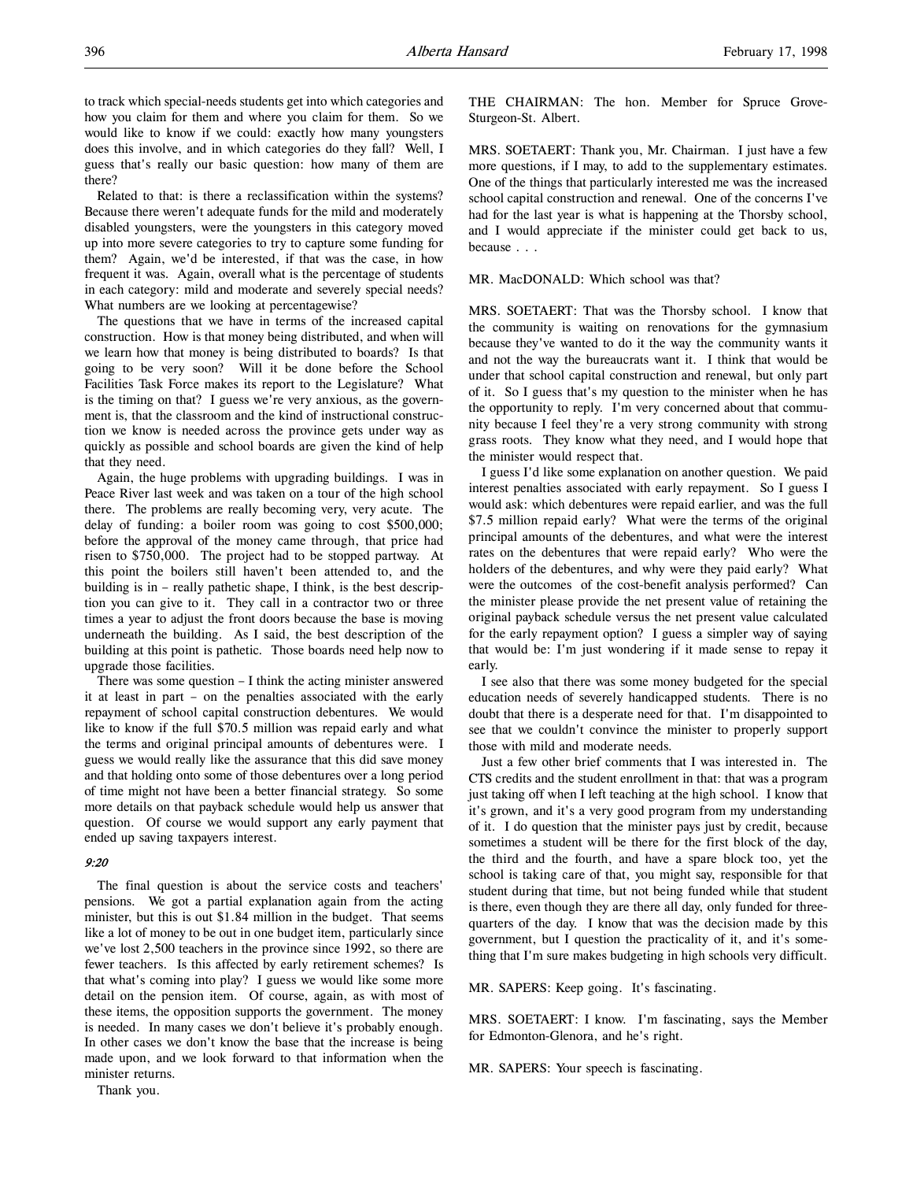to track which special-needs students get into which categories and how you claim for them and where you claim for them. So we would like to know if we could: exactly how many youngsters does this involve, and in which categories do they fall? Well, I guess that's really our basic question: how many of them are there?

Related to that: is there a reclassification within the systems? Because there weren't adequate funds for the mild and moderately disabled youngsters, were the youngsters in this category moved up into more severe categories to try to capture some funding for them? Again, we'd be interested, if that was the case, in how frequent it was. Again, overall what is the percentage of students in each category: mild and moderate and severely special needs? What numbers are we looking at percentagewise?

The questions that we have in terms of the increased capital construction. How is that money being distributed, and when will we learn how that money is being distributed to boards? Is that going to be very soon? Will it be done before the School Facilities Task Force makes its report to the Legislature? What is the timing on that? I guess we're very anxious, as the government is, that the classroom and the kind of instructional construction we know is needed across the province gets under way as quickly as possible and school boards are given the kind of help that they need.

Again, the huge problems with upgrading buildings. I was in Peace River last week and was taken on a tour of the high school there. The problems are really becoming very, very acute. The delay of funding: a boiler room was going to cost $500,000; before the approval of the money came through, that price had risen to $750,000. The project had to be stopped partway. At this point the boilers still haven't been attended to, and the building is in – really pathetic shape, I think, is the best description you can give to it. They call in a contractor two or three times a year to adjust the front doors because the base is moving underneath the building. As I said, the best description of the building at this point is pathetic. Those boards need help now to upgrade those facilities.

There was some question – I think the acting minister answered it at least in part – on the penalties associated with the early repayment of school capital construction debentures. We would like to know if the full $70.5 million was repaid early and what the terms and original principal amounts of debentures were. I guess we would really like the assurance that this did save money and that holding onto some of those debentures over a long period of time might not have been a better financial strategy. So some more details on that payback schedule would help us answer that question. Of course we would support any early payment that ended up saving taxpayers interest.

*9:20*

The final question is about the service costs and teachers' pensions. We got a partial explanation again from the acting minister, but this is out $1.84 million in the budget. That seems like a lot of money to be out in one budget item, particularly since we've lost 2,500 teachers in the province since 1992, so there are fewer teachers. Is this affected by early retirement schemes? Is that what's coming into play? I guess we would like some more detail on the pension item. Of course, again, as with most of these items, the opposition supports the government. The money is needed. In many cases we don't believe it's probably enough. In other cases we don't know the base that the increase is being made upon, and we look forward to that information when the minister returns.

Thank you.

THE CHAIRMAN: The hon. Member for Spruce Grove-Sturgeon-St. Albert.

MRS. SOETAERT: Thank you, Mr. Chairman. I just have a few more questions, if I may, to add to the supplementary estimates. One of the things that particularly interested me was the increased school capital construction and renewal. One of the concerns I've had for the last year is what is happening at the Thorsby school, and I would appreciate if the minister could get back to us, because . . .

MR. MacDONALD: Which school was that?

MRS. SOETAERT: That was the Thorsby school. I know that the community is waiting on renovations for the gymnasium because they've wanted to do it the way the community wants it and not the way the bureaucrats want it. I think that would be under that school capital construction and renewal, but only part of it. So I guess that's my question to the minister when he has the opportunity to reply. I'm very concerned about that community because I feel they're a very strong community with strong grass roots. They know what they need, and I would hope that the minister would respect that.

I guess I'd like some explanation on another question. We paid interest penalties associated with early repayment. So I guess I would ask: which debentures were repaid earlier, and was the full $7.5 million repaid early? What were the terms of the original principal amounts of the debentures, and what were the interest rates on the debentures that were repaid early? Who were the holders of the debentures, and why were they paid early? What were the outcomes of the cost-benefit analysis performed? Can the minister please provide the net present value of retaining the original payback schedule versus the net present value calculated for the early repayment option? I guess a simpler way of saying that would be: I'm just wondering if it made sense to repay it early.

I see also that there was some money budgeted for the special education needs of severely handicapped students. There is no doubt that there is a desperate need for that. I'm disappointed to see that we couldn't convince the minister to properly support those with mild and moderate needs.

Just a few other brief comments that I was interested in. The CTS credits and the student enrollment in that: that was a program just taking off when I left teaching at the high school. I know that it's grown, and it's a very good program from my understanding of it. I do question that the minister pays just by credit, because sometimes a student will be there for the first block of the day, the third and the fourth, and have a spare block too, yet the school is taking care of that, you might say, responsible for that student during that time, but not being funded while that student is there, even though they are there all day, only funded for three-quarters of the day. I know that was the decision made by this government, but I question the practicality of it, and it's something that I'm sure makes budgeting in high schools very difficult.

MR. SAPERS: Keep going. It's fascinating.

MRS. SOETAERT: I know. I'm fascinating, says the Member for Edmonton-Glenora, and he's right.

MR. SAPERS: Your speech is fascinating.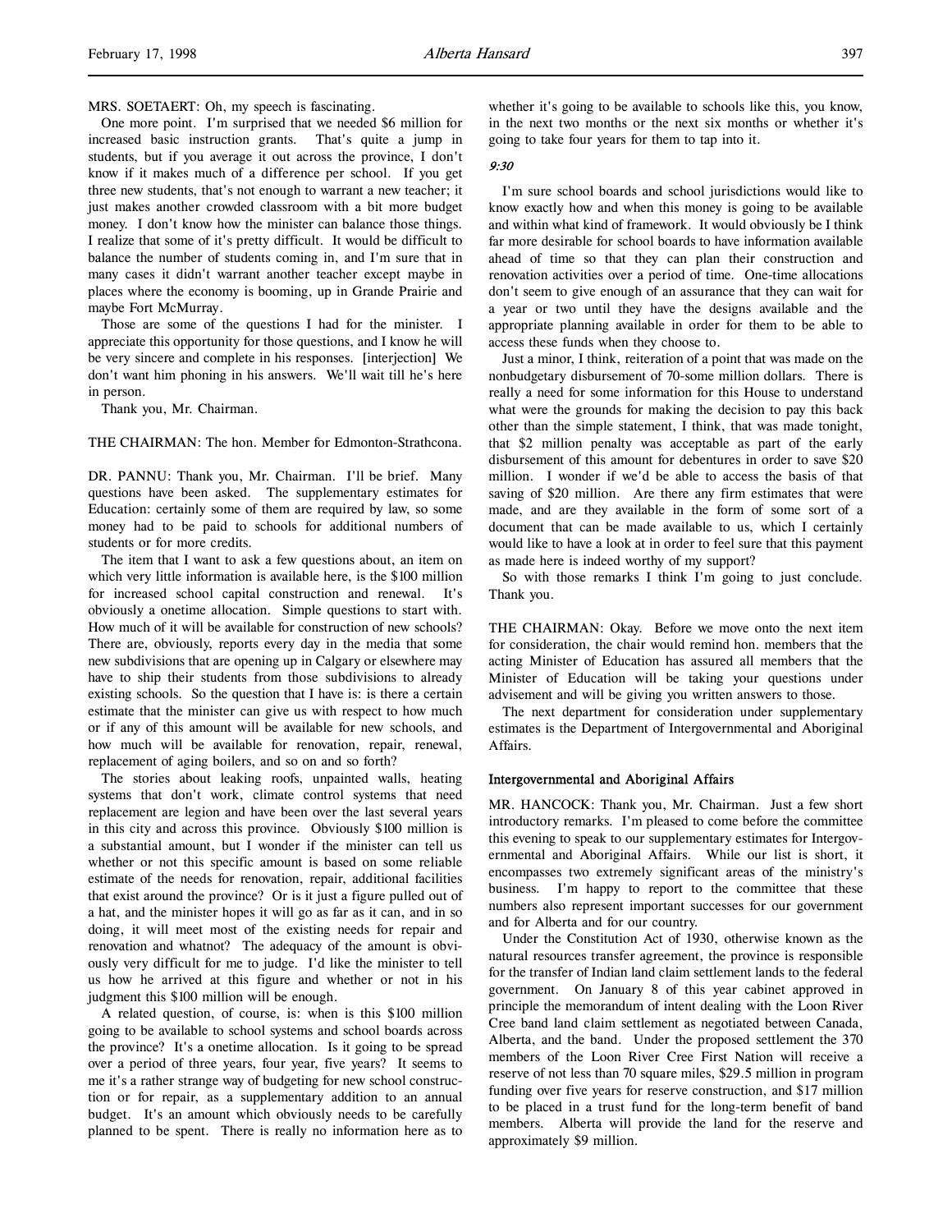MRS. SOETAERT: Oh, my speech is fascinating.

One more point. I'm surprised that we needed $6 million for increased basic instruction grants. That's quite a jump in students, but if you average it out across the province, I don't know if it makes much of a difference per school. If you get three new students, that's not enough to warrant a new teacher; it just makes another crowded classroom with a bit more budget money. I don't know how the minister can balance those things. I realize that some of it's pretty difficult. It would be difficult to balance the number of students coming in, and I'm sure that in many cases it didn't warrant another teacher except maybe in places where the economy is booming, up in Grande Prairie and maybe Fort McMurray.

Those are some of the questions I had for the minister. I appreciate this opportunity for those questions, and I know he will be very sincere and complete in his responses. [interjection] We don't want him phoning in his answers. We'll wait till he's here in person.

Thank you, Mr. Chairman.

THE CHAIRMAN: The hon. Member for Edmonton-Strathcona.

DR. PANNU: Thank you, Mr. Chairman. I'll be brief. Many questions have been asked. The supplementary estimates for Education: certainly some of them are required by law, so some money had to be paid to schools for additional numbers of students or for more credits.

The item that I want to ask a few questions about, an item on which very little information is available here, is the $100 million for increased school capital construction and renewal. It's obviously a onetime allocation. Simple questions to start with. How much of it will be available for construction of new schools? There are, obviously, reports every day in the media that some new subdivisions that are opening up in Calgary or elsewhere may have to ship their students from those subdivisions to already existing schools. So the question that I have is: is there a certain estimate that the minister can give us with respect to how much or if any of this amount will be available for new schools, and how much will be available for renovation, repair, renewal, replacement of aging boilers, and so on and so forth?

The stories about leaking roofs, unpainted walls, heating systems that don't work, climate control systems that need replacement are legion and have been over the last several years in this city and across this province. Obviously $100 million is a substantial amount, but I wonder if the minister can tell us whether or not this specific amount is based on some reliable estimate of the needs for renovation, repair, additional facilities that exist around the province? Or is it just a figure pulled out of a hat, and the minister hopes it will go as far as it can, and in so doing, it will meet most of the existing needs for repair and renovation and whatnot? The adequacy of the amount is obviously very difficult for me to judge. I'd like the minister to tell us how he arrived at this figure and whether or not in his judgment this $100 million will be enough.

A related question, of course, is: when is this $100 million going to be available to school systems and school boards across the province? It's a onetime allocation. Is it going to be spread over a period of three years, four year, five years? It seems to me it's a rather strange way of budgeting for new school construction or for repair, as a supplementary addition to an annual budget. It's an amount which obviously needs to be carefully planned to be spent. There is really no information here as to whether it's going to be available to schools like this, you know, in the next two months or the next six months or whether it's going to take four years for them to tap into it.

*9:30*

I'm sure school boards and school jurisdictions would like to know exactly how and when this money is going to be available and within what kind of framework. It would obviously be I think far more desirable for school boards to have information available ahead of time so that they can plan their construction and renovation activities over a period of time. One-time allocations don't seem to give enough of an assurance that they can wait for a year or two until they have the designs available and the appropriate planning available in order for them to be able to access these funds when they choose to.

Just a minor, I think, reiteration of a point that was made on the nonbudgetary disbursement of 70-some million dollars. There is really a need for some information for this House to understand what were the grounds for making the decision to pay this back other than the simple statement, I think, that was made tonight, that $2 million penalty was acceptable as part of the early disbursement of this amount for debentures in order to save $20 million. I wonder if we'd be able to access the basis of that saving of $20 million. Are there any firm estimates that were made, and are they available in the form of some sort of a document that can be made available to us, which I certainly would like to have a look at in order to feel sure that this payment as made here is indeed worthy of my support?

So with those remarks I think I'm going to just conclude. Thank you.

THE CHAIRMAN: Okay. Before we move onto the next item for consideration, the chair would remind hon. members that the acting Minister of Education has assured all members that the Minister of Education will be taking your questions under advisement and will be giving you written answers to those.

The next department for consideration under supplementary estimates is the Department of Intergovernmental and Aboriginal Affairs.

### Intergovernmental and Aboriginal Affairs

MR. HANCOCK: Thank you, Mr. Chairman. Just a few short introductory remarks. I'm pleased to come before the committee this evening to speak to our supplementary estimates for Intergovernmental and Aboriginal Affairs. While our list is short, it encompasses two extremely significant areas of the ministry's business. I'm happy to report to the committee that these numbers also represent important successes for our government and for Alberta and for our country.

Under the Constitution Act of 1930, otherwise known as the natural resources transfer agreement, the province is responsible for the transfer of Indian land claim settlement lands to the federal government. On January 8 of this year cabinet approved in principle the memorandum of intent dealing with the Loon River Cree band land claim settlement as negotiated between Canada, Alberta, and the band. Under the proposed settlement the 370 members of the Loon River Cree First Nation will receive a reserve of not less than 70 square miles, $29.5 million in program funding over five years for reserve construction, and $17 million to be placed in a trust fund for the long-term benefit of band members. Alberta will provide the land for the reserve and approximately $9 million.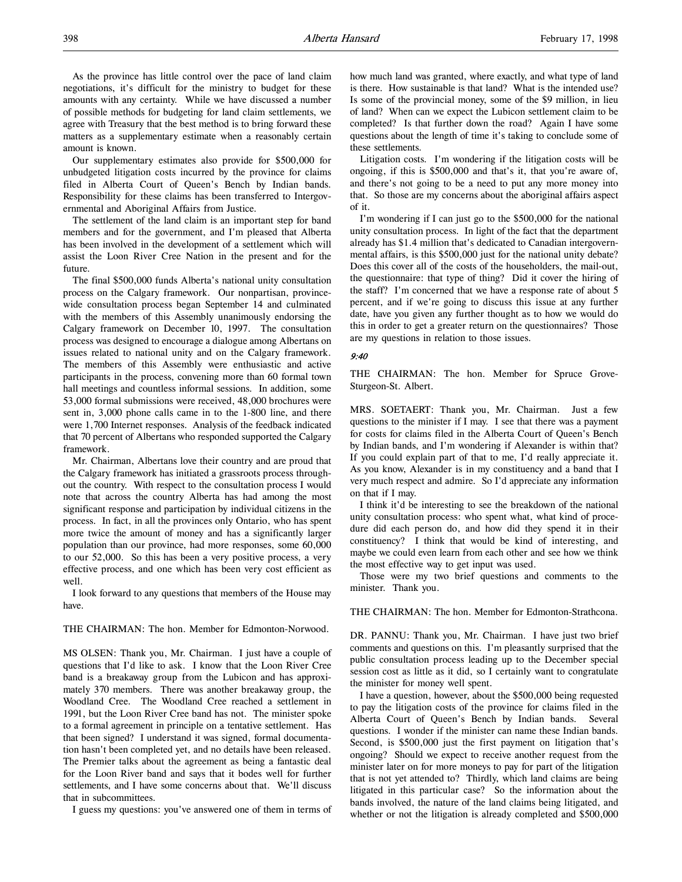As the province has little control over the pace of land claim negotiations, it's difficult for the ministry to budget for these amounts with any certainty. While we have discussed a number of possible methods for budgeting for land claim settlements, we agree with Treasury that the best method is to bring forward these matters as a supplementary estimate when a reasonably certain amount is known.

Our supplementary estimates also provide for $500,000 for unbudgeted litigation costs incurred by the province for claims filed in Alberta Court of Queen's Bench by Indian bands. Responsibility for these claims has been transferred to Intergovernmental and Aboriginal Affairs from Justice.

The settlement of the land claim is an important step for band members and for the government, and I'm pleased that Alberta has been involved in the development of a settlement which will assist the Loon River Cree Nation in the present and for the future.

The final $500,000 funds Alberta's national unity consultation process on the Calgary framework. Our nonpartisan, province-wide consultation process began September 14 and culminated with the members of this Assembly unanimously endorsing the Calgary framework on December 10, 1997. The consultation process was designed to encourage a dialogue among Albertans on issues related to national unity and on the Calgary framework. The members of this Assembly were enthusiastic and active participants in the process, convening more than 60 formal town hall meetings and countless informal sessions. In addition, some 53,000 formal submissions were received, 48,000 brochures were sent in, 3,000 phone calls came in to the 1-800 line, and there were 1,700 Internet responses. Analysis of the feedback indicated that 70 percent of Albertans who responded supported the Calgary framework.

Mr. Chairman, Albertans love their country and are proud that the Calgary framework has initiated a grassroots process throughout the country. With respect to the consultation process I would note that across the country Alberta has had among the most significant response and participation by individual citizens in the process. In fact, in all the provinces only Ontario, who has spent more twice the amount of money and has a significantly larger population than our province, had more responses, some 60,000 to our 52,000. So this has been a very positive process, a very effective process, and one which has been very cost efficient as well.

I look forward to any questions that members of the House may have.

THE CHAIRMAN: The hon. Member for Edmonton-Norwood.

MS OLSEN: Thank you, Mr. Chairman. I just have a couple of questions that I'd like to ask. I know that the Loon River Cree band is a breakaway group from the Lubicon and has approximately 370 members. There was another breakaway group, the Woodland Cree. The Woodland Cree reached a settlement in 1991, but the Loon River Cree band has not. The minister spoke to a formal agreement in principle on a tentative settlement. Has that been signed? I understand it was signed, formal documentation hasn't been completed yet, and no details have been released. The Premier talks about the agreement as being a fantastic deal for the Loon River band and says that it bodes well for further settlements, and I have some concerns about that. We'll discuss that in subcommittees.

I guess my questions: you've answered one of them in terms of how much land was granted, where exactly, and what type of land is there. How sustainable is that land? What is the intended use? Is some of the provincial money, some of the $9 million, in lieu of land? When can we expect the Lubicon settlement claim to be completed? Is that further down the road? Again I have some questions about the length of time it's taking to conclude some of these settlements.

Litigation costs. I'm wondering if the litigation costs will be ongoing, if this is $500,000 and that's it, that you're aware of, and there's not going to be a need to put any more money into that. So those are my concerns about the aboriginal affairs aspect of it.

I'm wondering if I can just go to the $500,000 for the national unity consultation process. In light of the fact that the department already has $1.4 million that's dedicated to Canadian intergovernmental affairs, is this $500,000 just for the national unity debate? Does this cover all of the costs of the householders, the mail-out, the questionnaire: that type of thing? Did it cover the hiring of the staff? I'm concerned that we have a response rate of about 5 percent, and if we're going to discuss this issue at any further date, have you given any further thought as to how we would do this in order to get a greater return on the questionnaires? Those are my questions in relation to those issues.

*9:40*

THE CHAIRMAN: The hon. Member for Spruce Grove-Sturgeon-St. Albert.

MRS. SOETAERT: Thank you, Mr. Chairman. Just a few questions to the minister if I may. I see that there was a payment for costs for claims filed in the Alberta Court of Queen's Bench by Indian bands, and I'm wondering if Alexander is within that? If you could explain part of that to me, I'd really appreciate it. As you know, Alexander is in my constituency and a band that I very much respect and admire. So I'd appreciate any information on that if I may.

I think it'd be interesting to see the breakdown of the national unity consultation process: who spent what, what kind of procedure did each person do, and how did they spend it in their constituency? I think that would be kind of interesting, and maybe we could even learn from each other and see how we think the most effective way to get input was used.

Those were my two brief questions and comments to the minister. Thank you.

THE CHAIRMAN: The hon. Member for Edmonton-Strathcona.

DR. PANNU: Thank you, Mr. Chairman. I have just two brief comments and questions on this. I'm pleasantly surprised that the public consultation process leading up to the December special session cost as little as it did, so I certainly want to congratulate the minister for money well spent.

I have a question, however, about the $500,000 being requested to pay the litigation costs of the province for claims filed in the Alberta Court of Queen's Bench by Indian bands. Several questions. I wonder if the minister can name these Indian bands. Second, is $500,000 just the first payment on litigation that's ongoing? Should we expect to receive another request from the minister later on for more moneys to pay for part of the litigation that is not yet attended to? Thirdly, which land claims are being litigated in this particular case? So the information about the bands involved, the nature of the land claims being litigated, and whether or not the litigation is already completed and $500,000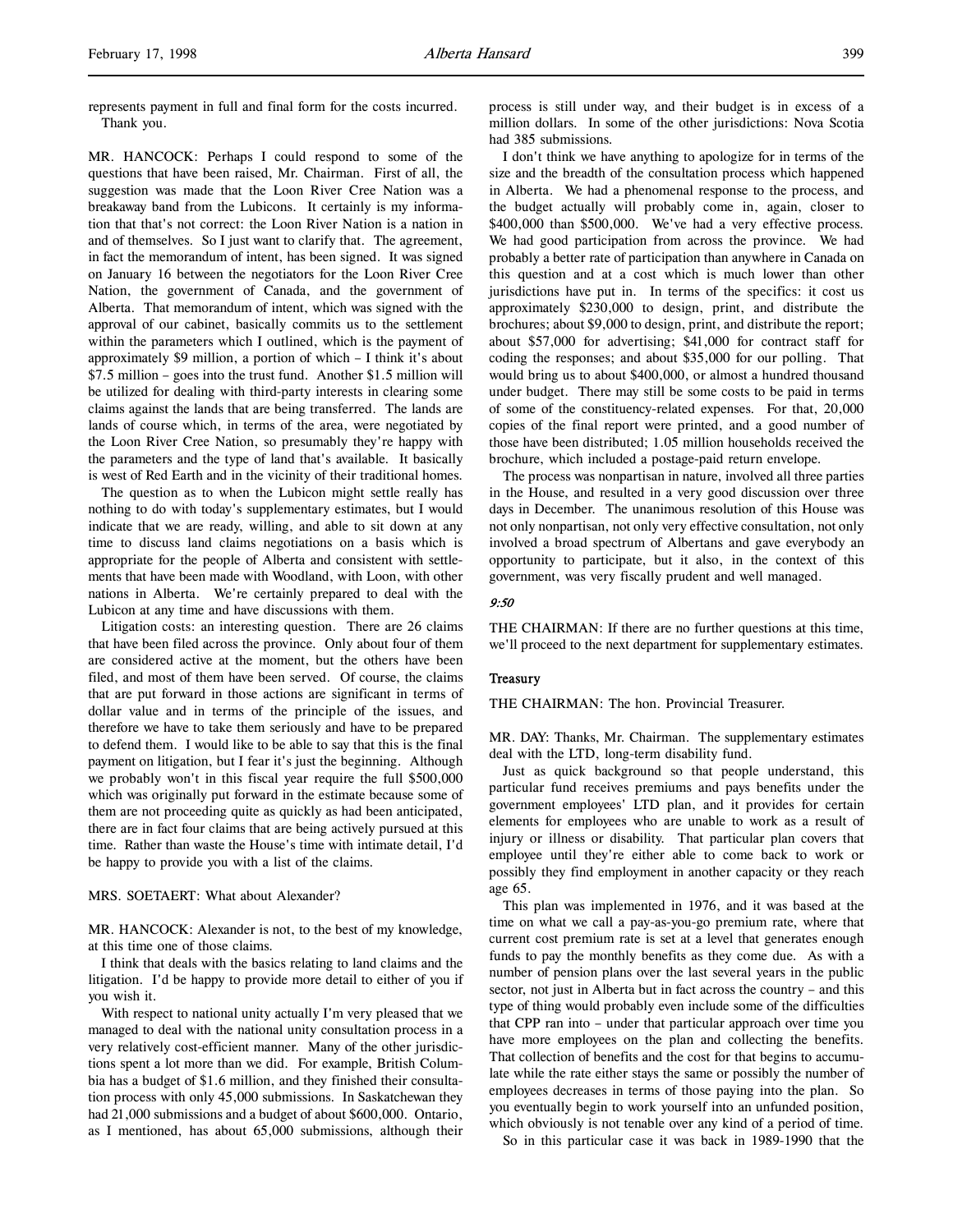represents payment in full and final form for the costs incurred. Thank you.

MR. HANCOCK: Perhaps I could respond to some of the questions that have been raised, Mr. Chairman. First of all, the suggestion was made that the Loon River Cree Nation was a breakaway band from the Lubicons. It certainly is my information that that's not correct: the Loon River Nation is a nation in and of themselves. So I just want to clarify that. The agreement, in fact the memorandum of intent, has been signed. It was signed on January 16 between the negotiators for the Loon River Cree Nation, the government of Canada, and the government of Alberta. That memorandum of intent, which was signed with the approval of our cabinet, basically commits us to the settlement within the parameters which I outlined, which is the payment of approximately $9 million, a portion of which – I think it's about $7.5 million – goes into the trust fund. Another $1.5 million will be utilized for dealing with third-party interests in clearing some claims against the lands that are being transferred. The lands are lands of course which, in terms of the area, were negotiated by the Loon River Cree Nation, so presumably they're happy with the parameters and the type of land that's available. It basically is west of Red Earth and in the vicinity of their traditional homes.

The question as to when the Lubicon might settle really has nothing to do with today's supplementary estimates, but I would indicate that we are ready, willing, and able to sit down at any time to discuss land claims negotiations on a basis which is appropriate for the people of Alberta and consistent with settlements that have been made with Woodland, with Loon, with other nations in Alberta. We're certainly prepared to deal with the Lubicon at any time and have discussions with them.

Litigation costs: an interesting question. There are 26 claims that have been filed across the province. Only about four of them are considered active at the moment, but the others have been filed, and most of them have been served. Of course, the claims that are put forward in those actions are significant in terms of dollar value and in terms of the principle of the issues, and therefore we have to take them seriously and have to be prepared to defend them. I would like to be able to say that this is the final payment on litigation, but I fear it's just the beginning. Although we probably won't in this fiscal year require the full $500,000 which was originally put forward in the estimate because some of them are not proceeding quite as quickly as had been anticipated, there are in fact four claims that are being actively pursued at this time. Rather than waste the House's time with intimate detail, I'd be happy to provide you with a list of the claims.

MRS. SOETAERT: What about Alexander?

MR. HANCOCK: Alexander is not, to the best of my knowledge, at this time one of those claims.

I think that deals with the basics relating to land claims and the litigation. I'd be happy to provide more detail to either of you if you wish it.

With respect to national unity actually I'm very pleased that we managed to deal with the national unity consultation process in a very relatively cost-efficient manner. Many of the other jurisdictions spent a lot more than we did. For example, British Columbia has a budget of $1.6 million, and they finished their consultation process with only 45,000 submissions. In Saskatchewan they had 21,000 submissions and a budget of about $600,000. Ontario, as I mentioned, has about 65,000 submissions, although their process is still under way, and their budget is in excess of a million dollars. In some of the other jurisdictions: Nova Scotia had 385 submissions.

I don't think we have anything to apologize for in terms of the size and the breadth of the consultation process which happened in Alberta. We had a phenomenal response to the process, and the budget actually will probably come in, again, closer to $400,000 than $500,000. We've had a very effective process. We had good participation from across the province. We had probably a better rate of participation than anywhere in Canada on this question and at a cost which is much lower than other jurisdictions have put in. In terms of the specifics: it cost us approximately $230,000 to design, print, and distribute the brochures; about $9,000 to design, print, and distribute the report; about $57,000 for advertising; $41,000 for contract staff for coding the responses; and about $35,000 for our polling. That would bring us to about $400,000, or almost a hundred thousand under budget. There may still be some costs to be paid in terms of some of the constituency-related expenses. For that, 20,000 copies of the final report were printed, and a good number of those have been distributed; 1.05 million households received the brochure, which included a postage-paid return envelope.

The process was nonpartisan in nature, involved all three parties in the House, and resulted in a very good discussion over three days in December. The unanimous resolution of this House was not only nonpartisan, not only very effective consultation, not only involved a broad spectrum of Albertans and gave everybody an opportunity to participate, but it also, in the context of this government, was very fiscally prudent and well managed.

*9:50*

THE CHAIRMAN: If there are no further questions at this time, we'll proceed to the next department for supplementary estimates.

### Treasury

THE CHAIRMAN: The hon. Provincial Treasurer.

MR. DAY: Thanks, Mr. Chairman. The supplementary estimates deal with the LTD, long-term disability fund.

Just as quick background so that people understand, this particular fund receives premiums and pays benefits under the government employees' LTD plan, and it provides for certain elements for employees who are unable to work as a result of injury or illness or disability. That particular plan covers that employee until they're either able to come back to work or possibly they find employment in another capacity or they reach age 65.

This plan was implemented in 1976, and it was based at the time on what we call a pay-as-you-go premium rate, where that current cost premium rate is set at a level that generates enough funds to pay the monthly benefits as they come due. As with a number of pension plans over the last several years in the public sector, not just in Alberta but in fact across the country – and this type of thing would probably even include some of the difficulties that CPP ran into – under that particular approach over time you have more employees on the plan and collecting the benefits. That collection of benefits and the cost for that begins to accumulate while the rate either stays the same or possibly the number of employees decreases in terms of those paying into the plan. So you eventually begin to work yourself into an unfunded position, which obviously is not tenable over any kind of a period of time.

So in this particular case it was back in 1989-1990 that the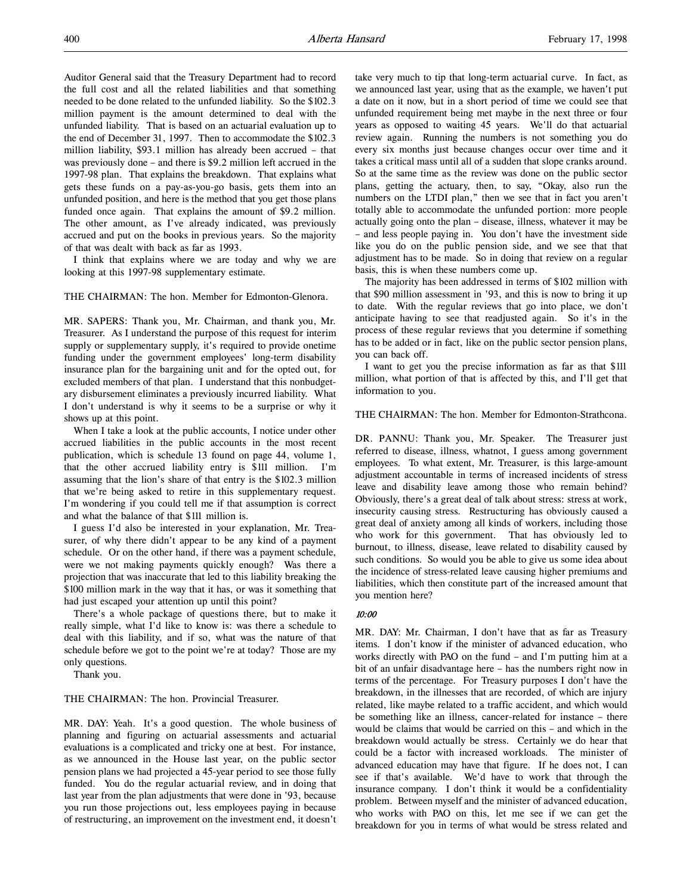Auditor General said that the Treasury Department had to record the full cost and all the related liabilities and that something needed to be done related to the unfunded liability. So the $102.3 million payment is the amount determined to deal with the unfunded liability. That is based on an actuarial evaluation up to the end of December 31, 1997. Then to accommodate the $102.3 million liability, $93.1 million has already been accrued – that was previously done – and there is $9.2 million left accrued in the 1997-98 plan. That explains the breakdown. That explains what gets these funds on a pay-as-you-go basis, gets them into an unfunded position, and here is the method that you get those plans funded once again. That explains the amount of $9.2 million. The other amount, as I've already indicated, was previously accrued and put on the books in previous years. So the majority of that was dealt with back as far as 1993.

I think that explains where we are today and why we are looking at this 1997-98 supplementary estimate.

THE CHAIRMAN: The hon. Member for Edmonton-Glenora.

MR. SAPERS: Thank you, Mr. Chairman, and thank you, Mr. Treasurer. As I understand the purpose of this request for interim supply or supplementary supply, it's required to provide onetime funding under the government employees' long-term disability insurance plan for the bargaining unit and for the opted out, for excluded members of that plan. I understand that this nonbudgetary disbursement eliminates a previously incurred liability. What I don't understand is why it seems to be a surprise or why it shows up at this point.

When I take a look at the public accounts, I notice under other accrued liabilities in the public accounts in the most recent publication, which is schedule 13 found on page 44, volume 1, that the other accrued liability entry is $111 million. I'm assuming that the lion's share of that entry is the $102.3 million that we're being asked to retire in this supplementary request. I'm wondering if you could tell me if that assumption is correct and what the balance of that $111 million is.

I guess I'd also be interested in your explanation, Mr. Treasurer, of why there didn't appear to be any kind of a payment schedule. Or on the other hand, if there was a payment schedule, were we not making payments quickly enough? Was there a projection that was inaccurate that led to this liability breaking the $100 million mark in the way that it has, or was it something that had just escaped your attention up until this point?

There's a whole package of questions there, but to make it really simple, what I'd like to know is: was there a schedule to deal with this liability, and if so, what was the nature of that schedule before we got to the point we're at today? Those are my only questions.

Thank you.

THE CHAIRMAN: The hon. Provincial Treasurer.

MR. DAY: Yeah. It's a good question. The whole business of planning and figuring on actuarial assessments and actuarial evaluations is a complicated and tricky one at best. For instance, as we announced in the House last year, on the public sector pension plans we had projected a 45-year period to see those fully funded. You do the regular actuarial review, and in doing that last year from the plan adjustments that were done in '93, because you run those projections out, less employees paying in because of restructuring, an improvement on the investment end, it doesn't take very much to tip that long-term actuarial curve. In fact, as we announced last year, using that as the example, we haven't put a date on it now, but in a short period of time we could see that unfunded requirement being met maybe in the next three or four years as opposed to waiting 45 years. We'll do that actuarial review again. Running the numbers is not something you do every six months just because changes occur over time and it takes a critical mass until all of a sudden that slope cranks around. So at the same time as the review was done on the public sector plans, getting the actuary, then, to say, "Okay, also run the numbers on the LTDI plan," then we see that in fact you aren't totally able to accommodate the unfunded portion: more people actually going onto the plan – disease, illness, whatever it may be – and less people paying in. You don't have the investment side like you do on the public pension side, and we see that that adjustment has to be made. So in doing that review on a regular basis, this is when these numbers come up.

The majority has been addressed in terms of $102 million with that $90 million assessment in '93, and this is now to bring it up to date. With the regular reviews that go into place, we don't anticipate having to see that readjusted again. So it's in the process of these regular reviews that you determine if something has to be added or in fact, like on the public sector pension plans, you can back off.

I want to get you the precise information as far as that $111 million, what portion of that is affected by this, and I'll get that information to you.

THE CHAIRMAN: The hon. Member for Edmonton-Strathcona.

DR. PANNU: Thank you, Mr. Speaker. The Treasurer just referred to disease, illness, whatnot, I guess among government employees. To what extent, Mr. Treasurer, is this large-amount adjustment accountable in terms of increased incidents of stress leave and disability leave among those who remain behind? Obviously, there's a great deal of talk about stress: stress at work, insecurity causing stress. Restructuring has obviously caused a great deal of anxiety among all kinds of workers, including those who work for this government. That has obviously led to burnout, to illness, disease, leave related to disability caused by such conditions. So would you be able to give us some idea about the incidence of stress-related leave causing higher premiums and liabilities, which then constitute part of the increased amount that you mention here?

*10:00*

MR. DAY: Mr. Chairman, I don't have that as far as Treasury items. I don't know if the minister of advanced education, who works directly with PAO on the fund – and I'm putting him at a bit of an unfair disadvantage here – has the numbers right now in terms of the percentage. For Treasury purposes I don't have the breakdown, in the illnesses that are recorded, of which are injury related, like maybe related to a traffic accident, and which would be something like an illness, cancer-related for instance – there would be claims that would be carried on this – and which in the breakdown would actually be stress. Certainly we do hear that could be a factor with increased workloads. The minister of advanced education may have that figure. If he does not, I can see if that's available. We'd have to work that through the insurance company. I don't think it would be a confidentiality problem. Between myself and the minister of advanced education, who works with PAO on this, let me see if we can get the breakdown for you in terms of what would be stress related and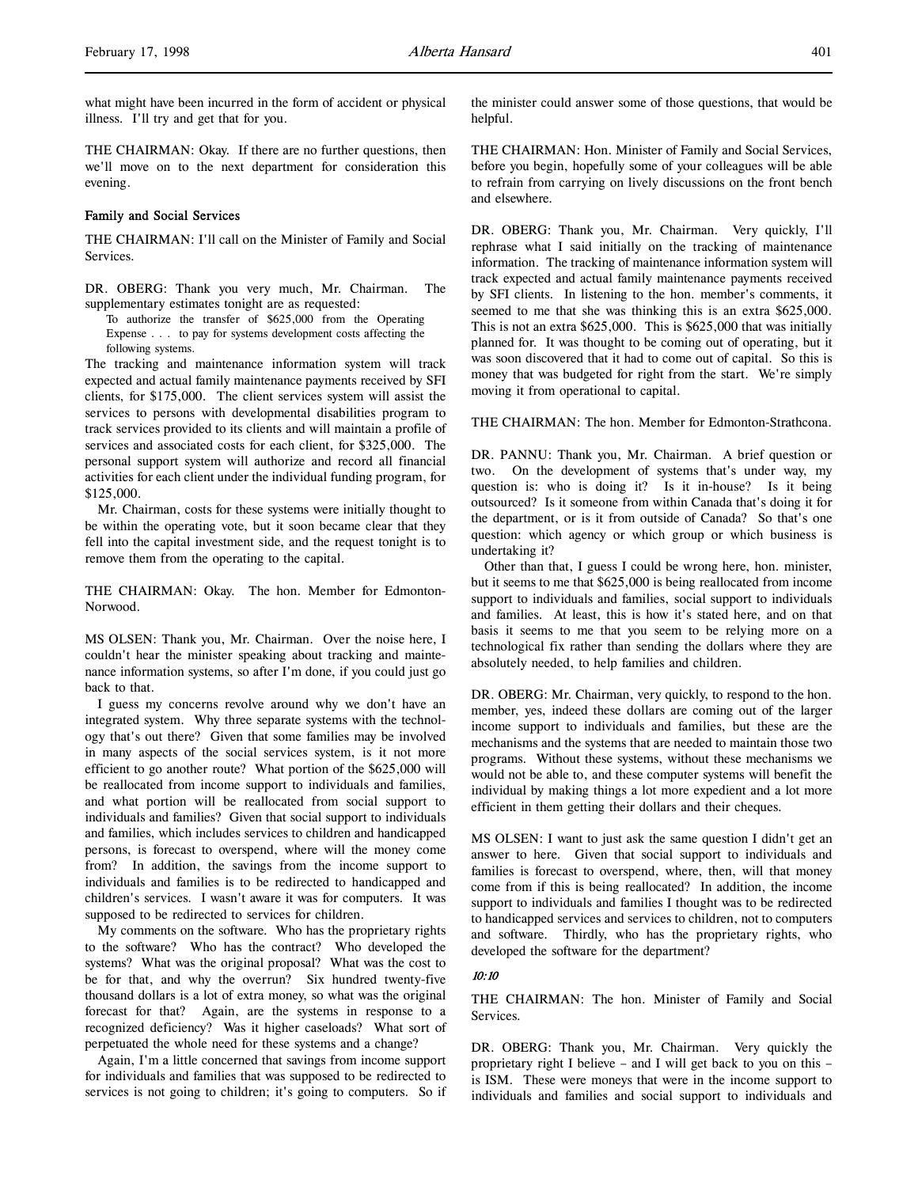what might have been incurred in the form of accident or physical illness. I'll try and get that for you.

THE CHAIRMAN: Okay. If there are no further questions, then we'll move on to the next department for consideration this evening.

### Family and Social Services

THE CHAIRMAN: I'll call on the Minister of Family and Social Services.

DR. OBERG: Thank you very much, Mr. Chairman. The supplementary estimates tonight are as requested:

> To authorize the transfer of $625,000 from the Operating Expense . . . to pay for systems development costs affecting the following systems.

The tracking and maintenance information system will track expected and actual family maintenance payments received by SFI clients, for $175,000. The client services system will assist the services to persons with developmental disabilities program to track services provided to its clients and will maintain a profile of services and associated costs for each client, for $325,000. The personal support system will authorize and record all financial activities for each client under the individual funding program, for $125,000.

Mr. Chairman, costs for these systems were initially thought to be within the operating vote, but it soon became clear that they fell into the capital investment side, and the request tonight is to remove them from the operating to the capital.

THE CHAIRMAN: Okay. The hon. Member for Edmonton-Norwood.

MS OLSEN: Thank you, Mr. Chairman. Over the noise here, I couldn't hear the minister speaking about tracking and maintenance information systems, so after I'm done, if you could just go back to that.

I guess my concerns revolve around why we don't have an integrated system. Why three separate systems with the technology that's out there? Given that some families may be involved in many aspects of the social services system, is it not more efficient to go another route? What portion of the $625,000 will be reallocated from income support to individuals and families, and what portion will be reallocated from social support to individuals and families? Given that social support to individuals and families, which includes services to children and handicapped persons, is forecast to overspend, where will the money come from? In addition, the savings from the income support to individuals and families is to be redirected to handicapped and children's services. I wasn't aware it was for computers. It was supposed to be redirected to services for children.

My comments on the software. Who has the proprietary rights to the software? Who has the contract? Who developed the systems? What was the original proposal? What was the cost to be for that, and why the overrun? Six hundred twenty-five thousand dollars is a lot of extra money, so what was the original forecast for that? Again, are the systems in response to a recognized deficiency? Was it higher caseloads? What sort of perpetuated the whole need for these systems and a change?

Again, I'm a little concerned that savings from income support for individuals and families that was supposed to be redirected to services is not going to children; it's going to computers. So if the minister could answer some of those questions, that would be helpful.

THE CHAIRMAN: Hon. Minister of Family and Social Services, before you begin, hopefully some of your colleagues will be able to refrain from carrying on lively discussions on the front bench and elsewhere.

DR. OBERG: Thank you, Mr. Chairman. Very quickly, I'll rephrase what I said initially on the tracking of maintenance information. The tracking of maintenance information system will track expected and actual family maintenance payments received by SFI clients. In listening to the hon. member's comments, it seemed to me that she was thinking this is an extra $625,000. This is not an extra $625,000. This is $625,000 that was initially planned for. It was thought to be coming out of operating, but it was soon discovered that it had to come out of capital. So this is money that was budgeted for right from the start. We're simply moving it from operational to capital.

THE CHAIRMAN: The hon. Member for Edmonton-Strathcona.

DR. PANNU: Thank you, Mr. Chairman. A brief question or two. On the development of systems that's under way, my question is: who is doing it? Is it in-house? Is it being outsourced? Is it someone from within Canada that's doing it for the department, or is it from outside of Canada? So that's one question: which agency or which group or which business is undertaking it?

Other than that, I guess I could be wrong here, hon. minister, but it seems to me that $625,000 is being reallocated from income support to individuals and families, social support to individuals and families. At least, this is how it's stated here, and on that basis it seems to me that you seem to be relying more on a technological fix rather than sending the dollars where they are absolutely needed, to help families and children.

DR. OBERG: Mr. Chairman, very quickly, to respond to the hon. member, yes, indeed these dollars are coming out of the larger income support to individuals and families, but these are the mechanisms and the systems that are needed to maintain those two programs. Without these systems, without these mechanisms we would not be able to, and these computer systems will benefit the individual by making things a lot more expedient and a lot more efficient in them getting their dollars and their cheques.

MS OLSEN: I want to just ask the same question I didn't get an answer to here. Given that social support to individuals and families is forecast to overspend, where, then, will that money come from if this is being reallocated? In addition, the income support to individuals and families I thought was to be redirected to handicapped services and services to children, not to computers and software. Thirdly, who has the proprietary rights, who developed the software for the department?

*10:10*

THE CHAIRMAN: The hon. Minister of Family and Social Services.

DR. OBERG: Thank you, Mr. Chairman. Very quickly the proprietary right I believe – and I will get back to you on this – is ISM. These were moneys that were in the income support to individuals and families and social support to individuals and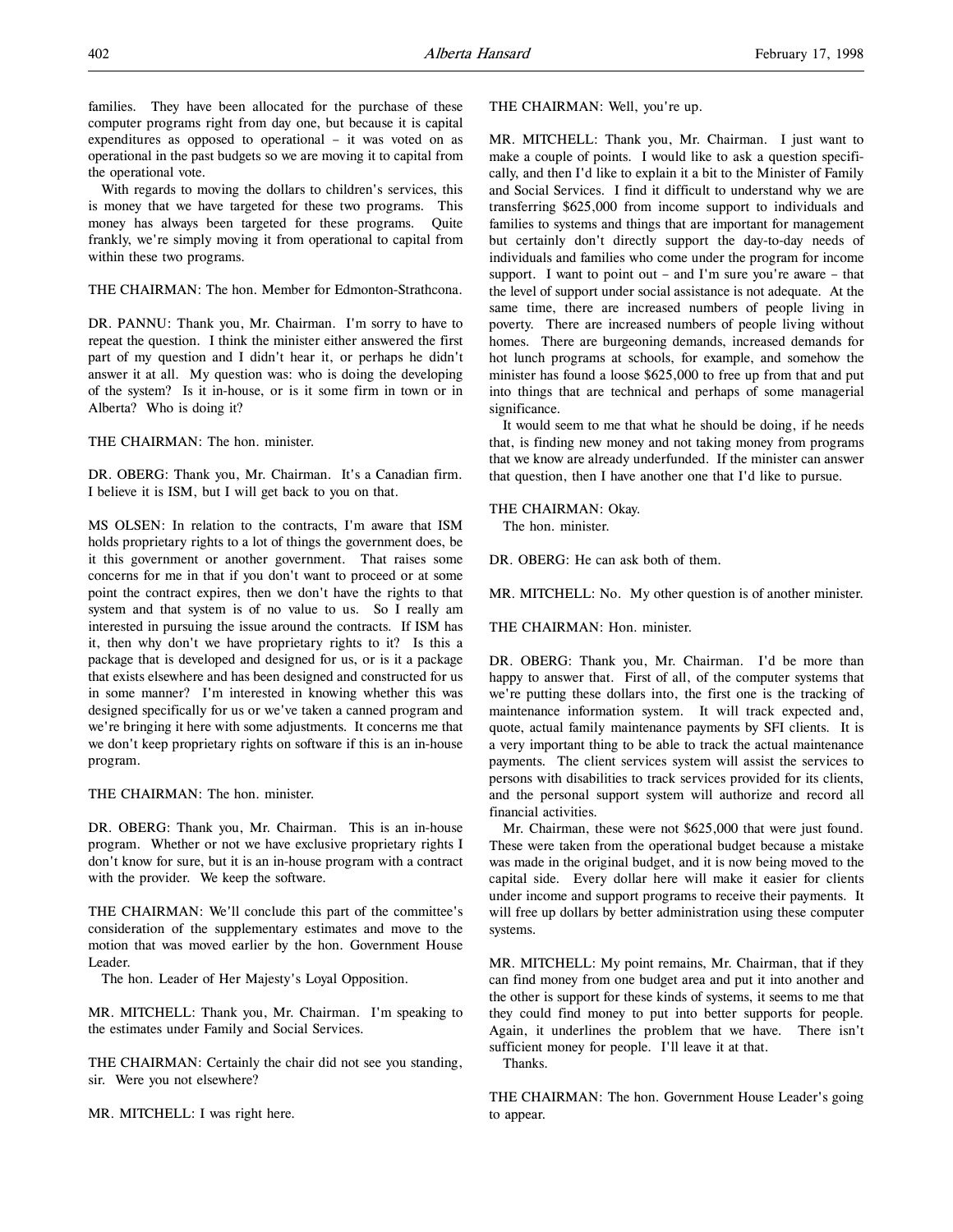families. They have been allocated for the purchase of these computer programs right from day one, but because it is capital expenditures as opposed to operational – it was voted on as operational in the past budgets so we are moving it to capital from the operational vote.

With regards to moving the dollars to children's services, this is money that we have targeted for these two programs. This money has always been targeted for these programs. Quite frankly, we're simply moving it from operational to capital from within these two programs.

THE CHAIRMAN: The hon. Member for Edmonton-Strathcona.

DR. PANNU: Thank you, Mr. Chairman. I'm sorry to have to repeat the question. I think the minister either answered the first part of my question and I didn't hear it, or perhaps he didn't answer it at all. My question was: who is doing the developing of the system? Is it in-house, or is it some firm in town or in Alberta? Who is doing it?

THE CHAIRMAN: The hon. minister.

DR. OBERG: Thank you, Mr. Chairman. It's a Canadian firm. I believe it is ISM, but I will get back to you on that.

MS OLSEN: In relation to the contracts, I'm aware that ISM holds proprietary rights to a lot of things the government does, be it this government or another government. That raises some concerns for me in that if you don't want to proceed or at some point the contract expires, then we don't have the rights to that system and that system is of no value to us. So I really am interested in pursuing the issue around the contracts. If ISM has it, then why don't we have proprietary rights to it? Is this a package that is developed and designed for us, or is it a package that exists elsewhere and has been designed and constructed for us in some manner? I'm interested in knowing whether this was designed specifically for us or we've taken a canned program and we're bringing it here with some adjustments. It concerns me that we don't keep proprietary rights on software if this is an in-house program.

THE CHAIRMAN: The hon. minister.

DR. OBERG: Thank you, Mr. Chairman. This is an in-house program. Whether or not we have exclusive proprietary rights I don't know for sure, but it is an in-house program with a contract with the provider. We keep the software.

THE CHAIRMAN: We'll conclude this part of the committee's consideration of the supplementary estimates and move to the motion that was moved earlier by the hon. Government House Leader.

The hon. Leader of Her Majesty's Loyal Opposition.

MR. MITCHELL: Thank you, Mr. Chairman. I'm speaking to the estimates under Family and Social Services.

THE CHAIRMAN: Certainly the chair did not see you standing, sir. Were you not elsewhere?

MR. MITCHELL: I was right here.

THE CHAIRMAN: Well, you're up.

MR. MITCHELL: Thank you, Mr. Chairman. I just want to make a couple of points. I would like to ask a question specifically, and then I'd like to explain it a bit to the Minister of Family and Social Services. I find it difficult to understand why we are transferring $625,000 from income support to individuals and families to systems and things that are important for management but certainly don't directly support the day-to-day needs of individuals and families who come under the program for income support. I want to point out – and I'm sure you're aware – that the level of support under social assistance is not adequate. At the same time, there are increased numbers of people living in poverty. There are increased numbers of people living without homes. There are burgeoning demands, increased demands for hot lunch programs at schools, for example, and somehow the minister has found a loose $625,000 to free up from that and put into things that are technical and perhaps of some managerial significance.

It would seem to me that what he should be doing, if he needs that, is finding new money and not taking money from programs that we know are already underfunded. If the minister can answer that question, then I have another one that I'd like to pursue.

THE CHAIRMAN: Okay.

The hon. minister.

DR. OBERG: He can ask both of them.

MR. MITCHELL: No. My other question is of another minister.

THE CHAIRMAN: Hon. minister.

DR. OBERG: Thank you, Mr. Chairman. I'd be more than happy to answer that. First of all, of the computer systems that we're putting these dollars into, the first one is the tracking of maintenance information system. It will track expected and, quote, actual family maintenance payments by SFI clients. It is a very important thing to be able to track the actual maintenance payments. The client services system will assist the services to persons with disabilities to track services provided for its clients, and the personal support system will authorize and record all financial activities.

Mr. Chairman, these were not $625,000 that were just found. These were taken from the operational budget because a mistake was made in the original budget, and it is now being moved to the capital side. Every dollar here will make it easier for clients under income and support programs to receive their payments. It will free up dollars by better administration using these computer systems.

MR. MITCHELL: My point remains, Mr. Chairman, that if they can find money from one budget area and put it into another and the other is support for these kinds of systems, it seems to me that they could find money to put into better supports for people. Again, it underlines the problem that we have. There isn't sufficient money for people. I'll leave it at that.

Thanks.

THE CHAIRMAN: The hon. Government House Leader's going to appear.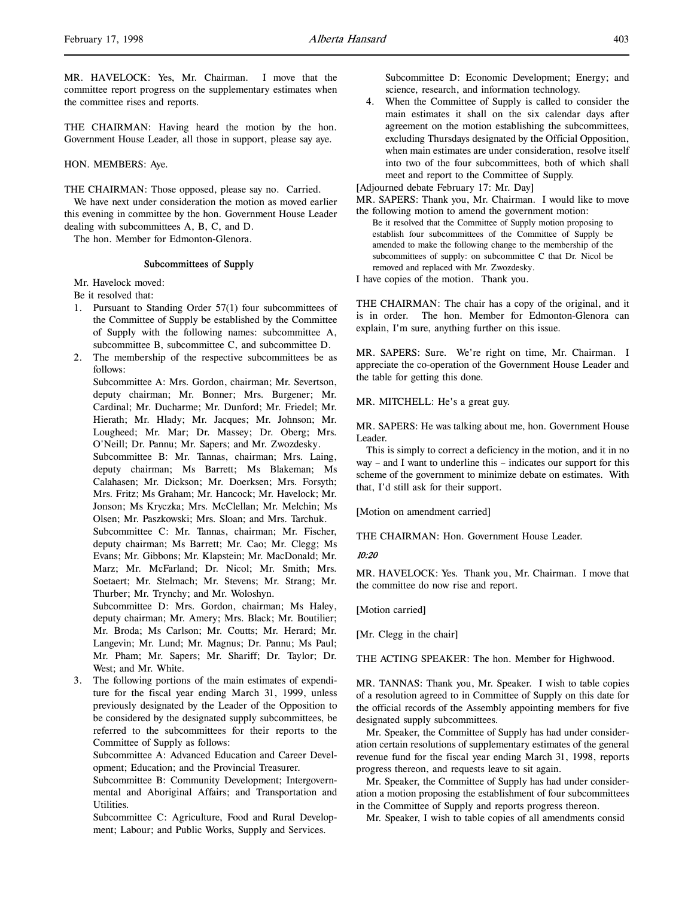MR. HAVELOCK: Yes, Mr. Chairman. I move that the committee report progress on the supplementary estimates when the committee rises and reports.

THE CHAIRMAN: Having heard the motion by the hon. Government House Leader, all those in support, please say aye.

HON. MEMBERS: Aye.

THE CHAIRMAN: Those opposed, please say no. Carried.

We have next under consideration the motion as moved earlier this evening in committee by the hon. Government House Leader dealing with subcommittees A, B, C, and D.

The hon. Member for Edmonton-Glenora.

### Subcommittees of Supply

Mr. Havelock moved:

Be it resolved that:

1. Pursuant to Standing Order 57(1) four subcommittees of the Committee of Supply be established by the Committee of Supply with the following names: subcommittee A, subcommittee B, subcommittee C, and subcommittee D.
2. The membership of the respective subcommittees be as follows:

   Subcommittee A: Mrs. Gordon, chairman; Mr. Severtson, deputy chairman; Mr. Bonner; Mrs. Burgener; Mr. Cardinal; Mr. Ducharme; Mr. Dunford; Mr. Friedel; Mr. Hierath; Mr. Hlady; Mr. Jacques; Mr. Johnson; Mr. Lougheed; Mr. Mar; Dr. Massey; Dr. Oberg; Mrs. O'Neill; Dr. Pannu; Mr. Sapers; and Mr. Zwozdesky.

   Subcommittee B: Mr. Tannas, chairman; Mrs. Laing, deputy chairman; Ms Barrett; Ms Blakeman; Ms Calahasen; Mr. Dickson; Mr. Doerksen; Mrs. Forsyth; Mrs. Fritz; Ms Graham; Mr. Hancock; Mr. Havelock; Mr. Jonson; Ms Kryczka; Mrs. McClellan; Mr. Melchin; Ms Olsen; Mr. Paszkowski; Mrs. Sloan; and Mrs. Tarchuk.

   Subcommittee C: Mr. Tannas, chairman; Mr. Fischer, deputy chairman; Ms Barrett; Mr. Cao; Mr. Clegg; Ms Evans; Mr. Gibbons; Mr. Klapstein; Mr. MacDonald; Mr. Marz; Mr. McFarland; Dr. Nicol; Mr. Smith; Mrs. Soetaert; Mr. Stelmach; Mr. Stevens; Mr. Strang; Mr. Thurber; Mr. Trynchy; and Mr. Woloshyn.

   Subcommittee D: Mrs. Gordon, chairman; Ms Haley, deputy chairman; Mr. Amery; Mrs. Black; Mr. Boutilier; Mr. Broda; Ms Carlson; Mr. Coutts; Mr. Herard; Mr. Langevin; Mr. Lund; Mr. Magnus; Dr. Pannu; Ms Paul; Mr. Pham; Mr. Sapers; Mr. Shariff; Dr. Taylor; Dr. West; and Mr. White.
3. The following portions of the main estimates of expenditure for the fiscal year ending March 31, 1999, unless previously designated by the Leader of the Opposition to be considered by the designated supply subcommittees, be referred to the subcommittees for their reports to the Committee of Supply as follows:

   Subcommittee A: Advanced Education and Career Development; Education; and the Provincial Treasurer.

   Subcommittee B: Community Development; Intergovernmental and Aboriginal Affairs; and Transportation and Utilities.

   Subcommittee C: Agriculture, Food and Rural Development; Labour; and Public Works, Supply and Services.

   Subcommittee D: Economic Development; Energy; and science, research, and information technology.
4. When the Committee of Supply is called to consider the main estimates it shall on the six calendar days after agreement on the motion establishing the subcommittees, excluding Thursdays designated by the Official Opposition, when main estimates are under consideration, resolve itself into two of the four subcommittees, both of which shall meet and report to the Committee of Supply.

[Adjourned debate February 17: Mr. Day]

MR. SAPERS: Thank you, Mr. Chairman. I would like to move the following motion to amend the government motion:

> Be it resolved that the Committee of Supply motion proposing to establish four subcommittees of the Committee of Supply be amended to make the following change to the membership of the subcommittees of supply: on subcommittee C that Dr. Nicol be removed and replaced with Mr. Zwozdesky.

I have copies of the motion. Thank you.

THE CHAIRMAN: The chair has a copy of the original, and it is in order. The hon. Member for Edmonton-Glenora can explain, I'm sure, anything further on this issue.

MR. SAPERS: Sure. We're right on time, Mr. Chairman. I appreciate the co-operation of the Government House Leader and the table for getting this done.

MR. MITCHELL: He's a great guy.

MR. SAPERS: He was talking about me, hon. Government House Leader.

This is simply to correct a deficiency in the motion, and it in no way – and I want to underline this – indicates our support for this scheme of the government to minimize debate on estimates. With that, I'd still ask for their support.

[Motion on amendment carried]

THE CHAIRMAN: Hon. Government House Leader.

*10:20*

MR. HAVELOCK: Yes. Thank you, Mr. Chairman. I move that the committee do now rise and report.

[Motion carried]

[Mr. Clegg in the chair]

THE ACTING SPEAKER: The hon. Member for Highwood.

MR. TANNAS: Thank you, Mr. Speaker. I wish to table copies of a resolution agreed to in Committee of Supply on this date for the official records of the Assembly appointing members for five designated supply subcommittees.

Mr. Speaker, the Committee of Supply has had under consideration certain resolutions of supplementary estimates of the general revenue fund for the fiscal year ending March 31, 1998, reports progress thereon, and requests leave to sit again.

Mr. Speaker, the Committee of Supply has had under consideration a motion proposing the establishment of four subcommittees in the Committee of Supply and reports progress thereon.

Mr. Speaker, I wish to table copies of all amendments consid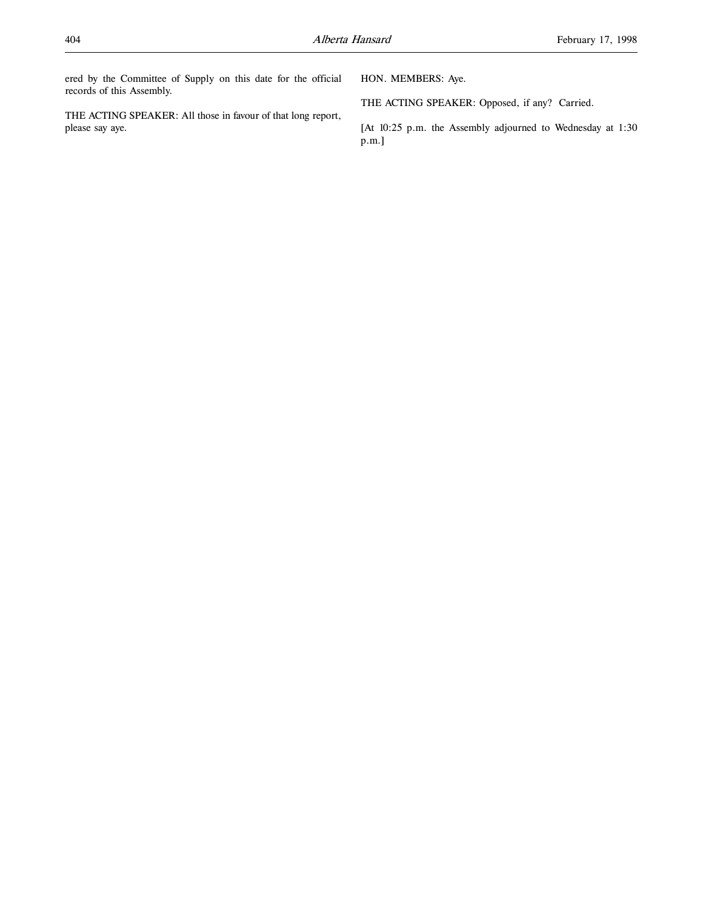ered by the Committee of Supply on this date for the official records of this Assembly.

THE ACTING SPEAKER: All those in favour of that long report, please say aye.

HON. MEMBERS: Aye.

THE ACTING SPEAKER: Opposed, if any? Carried.

[At 10:25 p.m. the Assembly adjourned to Wednesday at 1:30 p.m.]